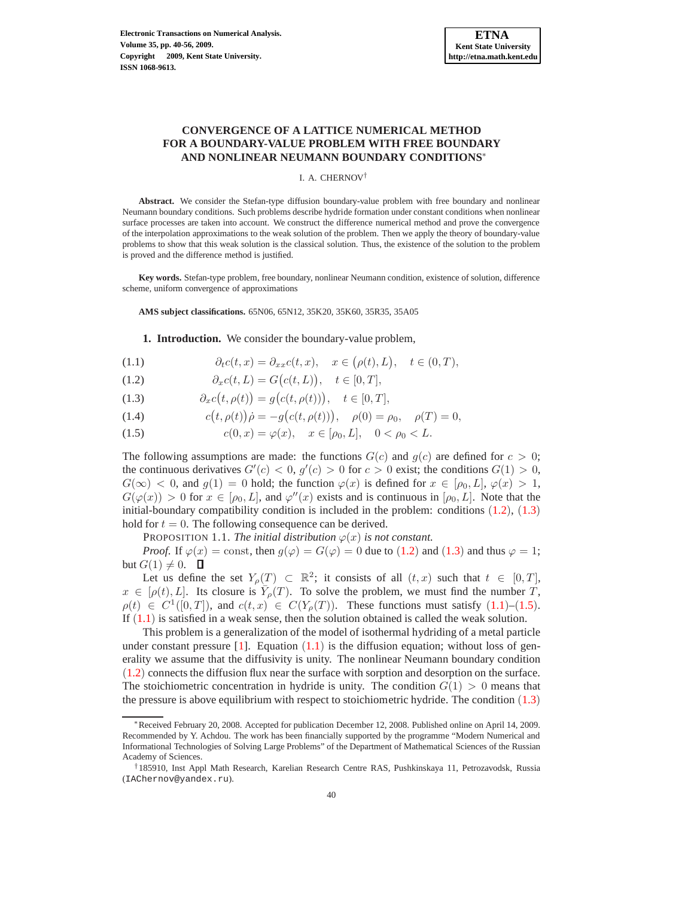# CONVERGENCE OF A LATTICE NUMERICAL METHOD FOR A BOUNDARY-VALUE PROBLEM WITH FREE BOUNDARY AND NONLINEAR NEUMANN BOUNDARY CONDITIONS*

I. A. CHERNOV†

**Abstract.** We consider the Stefan-type diffusion boundary-value problem with free boundary and nonlinear Neumann boundary conditions. Such problems describe hydride formation under constant conditions when nonlinear surface processes are taken into account. We construct the difference numerical method and prove the convergence of the interpolation approximations to the weak solution of the problem. Then we apply the theory of boundary-value problems to show that this weak solution is the classical solution. Thus, the existence of the solution to the problem is proved and the difference method is justified.

**Key words.** Stefan-type problem, free boundary, nonlinear Neumann condition, existence of solution, difference scheme, uniform convergence of approximations

**AMS subject classifications.** 65N06, 65N12, 35K20, 35K60, 35R35, 35A05

## 1. Introduction.

We consider the boundary-value problem,

$$\partial_t c(t,x) = \partial_{xx} c(t,x), \quad x \in \big(\rho(t), L\big), \quad t \in (0,T), \tag{1.1}$$

$$\partial_x c(t,L) = G\big(c(t,L)\big), \quad t \in [0,T], \tag{1.2}$$

$$\partial_x c\big(t,\rho(t)\big) = g\big(c(t,\rho(t))\big), \quad t \in [0,T], \tag{1.3}$$

$$c\big(t,\rho(t)\big)\dot{\rho} = -g\big(c(t,\rho(t))\big), \quad \rho(0) = \rho_0, \quad \rho(T) = 0, \tag{1.4}$$

$$c(0,x) = \varphi(x), \quad x \in [\rho_0, L], \quad 0 < \rho_0 < L. \tag{1.5}$$

The following assumptions are made: the functions $G(c)$ and $g(c)$ are defined for $c > 0$; the continuous derivatives $G'(c) < 0$, $g'(c) > 0$ for $c > 0$ exist; the conditions $G(1) > 0$, $G(\infty) < 0$, and $g(1) = 0$ hold; the function $\varphi(x)$ is defined for $x \in [\rho_0, L]$, $\varphi(x) > 1$, $G(\varphi(x)) > 0$ for $x \in [\rho_0, L]$, and $\varphi''(x)$ exists and is continuous in $[\rho_0, L]$. Note that the initial-boundary compatibility condition is included in the problem: conditions (1.2), (1.3) hold for $t = 0$. The following consequence can be derived.

PROPOSITION 1.1. *The initial distribution $\varphi(x)$ is not constant.*

*Proof.* If $\varphi(x) = \text{const}$, then $g(\varphi) = G(\varphi) = 0$ due to (1.2) and (1.3) and thus $\varphi = 1$; but $G(1) \neq 0$. ∎

Let us define the set $Y_\rho(T) \subset \mathbb{R}^2$; it consists of all $(t,x)$ such that $t \in [0,T]$, $x \in [\rho(t), L]$. Its closure is $\bar{Y}_\rho(T)$. To solve the problem, we must find the number $T$, $\rho(t) \in C^1([0,T])$, and $c(t,x) \in C(Y_\rho(T))$. These functions must satisfy (1.1)–(1.5). If (1.1) is satisfied in a weak sense, then the solution obtained is called the weak solution.

This problem is a generalization of the model of isothermal hydriding of a metal particle under constant pressure [1]. Equation (1.1) is the diffusion equation; without loss of generality we assume that the diffusivity is unity. The nonlinear Neumann boundary condition (1.2) connects the diffusion flux near the surface with sorption and desorption on the surface. The stoichiometric concentration in hydride is unity. The condition $G(1) > 0$ means that the pressure is above equilibrium with respect to stoichiometric hydride. The condition (1.3)

---

*Received February 20, 2008. Accepted for publication December 12, 2008. Published online on April 14, 2009. Recommended by Y. Achdou. The work has been financially supported by the programme "Modern Numerical and Informational Technologies of Solving Large Problems" of the Department of Mathematical Sciences of the Russian Academy of Sciences.

†185910, Inst Appl Math Research, Karelian Research Centre RAS, Pushkinskaya 11, Petrozavodsk, Russia (IAChernov@yandex.ru).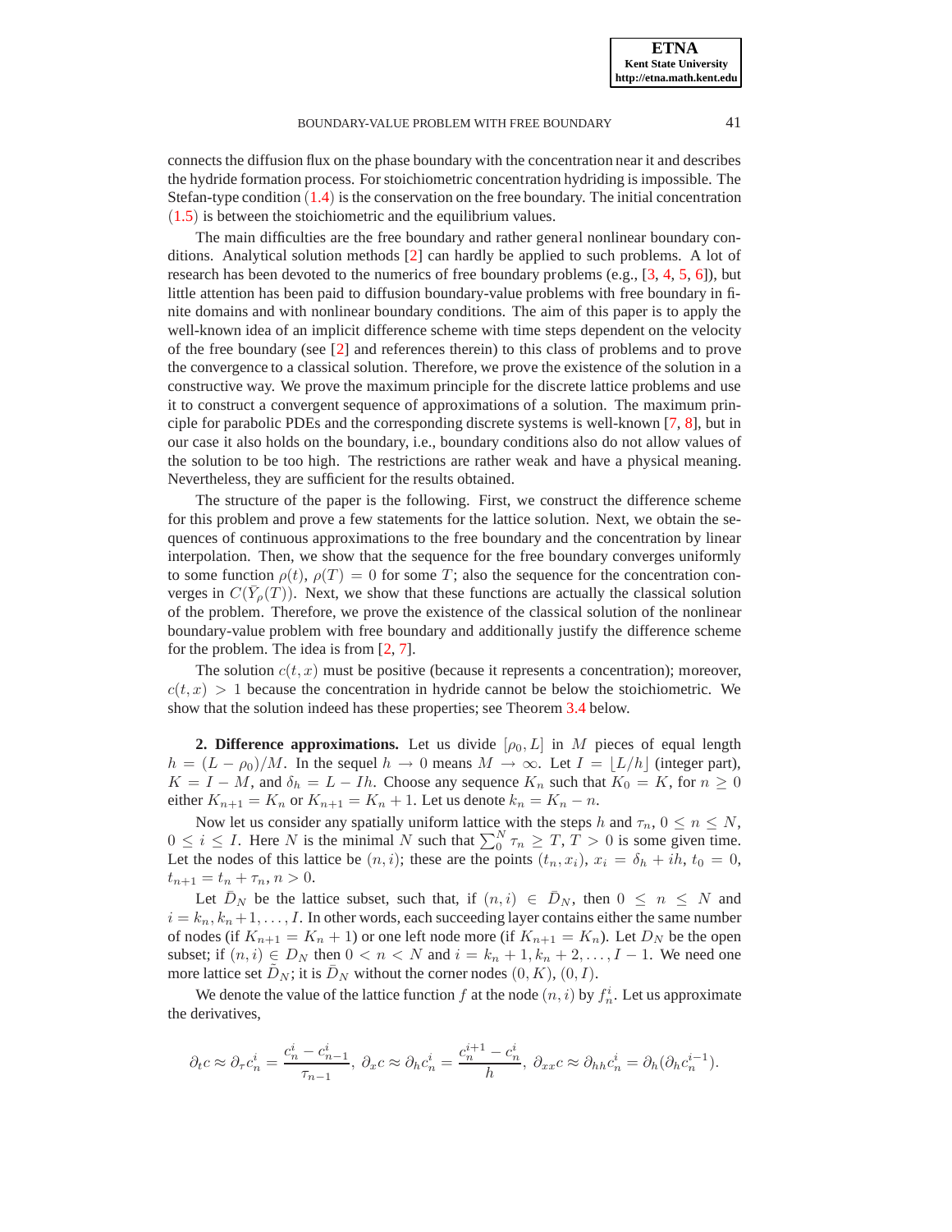connects the diffusion flux on the phase boundary with the concentration near it and describes the hydride formation process. For stoichiometric concentration hydriding is impossible. The Stefan-type condition (1.4) is the conservation on the free boundary. The initial concentration (1.5) is between the stoichiometric and the equilibrium values.

The main difficulties are the free boundary and rather general nonlinear boundary conditions. Analytical solution methods [2] can hardly be applied to such problems. A lot of research has been devoted to the numerics of free boundary problems (e.g., [3, 4, 5, 6]), but little attention has been paid to diffusion boundary-value problems with free boundary in finite domains and with nonlinear boundary conditions. The aim of this paper is to apply the well-known idea of an implicit difference scheme with time steps dependent on the velocity of the free boundary (see [2] and references therein) to this class of problems and to prove the convergence to a classical solution. Therefore, we prove the existence of the solution in a constructive way. We prove the maximum principle for the discrete lattice problems and use it to construct a convergent sequence of approximations of a solution. The maximum principle for parabolic PDEs and the corresponding discrete systems is well-known [7, 8], but in our case it also holds on the boundary, i.e., boundary conditions also do not allow values of the solution to be too high. The restrictions are rather weak and have a physical meaning. Nevertheless, they are sufficient for the results obtained.

The structure of the paper is the following. First, we construct the difference scheme for this problem and prove a few statements for the lattice solution. Next, we obtain the sequences of continuous approximations to the free boundary and the concentration by linear interpolation. Then, we show that the sequence for the free boundary converges uniformly to some function $\rho(t)$, $\rho(T) = 0$ for some $T$; also the sequence for the concentration converges in $C(\bar{Y}_\rho(T))$. Next, we show that these functions are actually the classical solution of the problem. Therefore, we prove the existence of the classical solution of the nonlinear boundary-value problem with free boundary and additionally justify the difference scheme for the problem. The idea is from [2, 7].

The solution $c(t, x)$ must be positive (because it represents a concentration); moreover, $c(t, x) > 1$ because the concentration in hydride cannot be below the stoichiometric. We show that the solution indeed has these properties; see Theorem 3.4 below.

## 2. Difference approximations.

Let us divide $[\rho_0, L]$ in $M$ pieces of equal length $h = (L - \rho_0)/M$. In the sequel $h \to 0$ means $M \to \infty$. Let $I = \lfloor L/h \rfloor$ (integer part), $K = I - M$, and $\delta_h = L - Ih$. Choose any sequence $K_n$ such that $K_0 = K$, for $n \geq 0$ either $K_{n+1} = K_n$ or $K_{n+1} = K_n + 1$. Let us denote $k_n = K_n - n$.

Now let us consider any spatially uniform lattice with the steps $h$ and $\tau_n$, $0 \leq n \leq N$, $0 \leq i \leq I$. Here $N$ is the minimal $N$ such that $\sum_0^N \tau_n \geq T$, $T > 0$ is some given time. Let the nodes of this lattice be $(n, i)$; these are the points $(t_n, x_i)$, $x_i = \delta_h + ih$, $t_0 = 0$, $t_{n+1} = t_n + \tau_n$, $n > 0$.

Let $\bar{D}_N$ be the lattice subset, such that, if $(n, i) \in \bar{D}_N$, then $0 \leq n \leq N$ and $i = k_n, k_n + 1, \ldots, I$. In other words, each succeeding layer contains either the same number of nodes (if $K_{n+1} = K_n + 1$) or one left node more (if $K_{n+1} = K_n$). Let $D_N$ be the open subset; if $(n, i) \in D_N$ then $0 < n < N$ and $i = k_n + 1, k_n + 2, \ldots, I - 1$. We need one more lattice set $\tilde{D}_N$; it is $\bar{D}_N$ without the corner nodes $(0, K)$, $(0, I)$.

We denote the value of the lattice function $f$ at the node $(n, i)$ by $f_n^i$. Let us approximate the derivatives,

$$\partial_t c \approx \partial_\tau c_n^i = \frac{c_n^i - c_{n-1}^i}{\tau_{n-1}}, \; \partial_x c \approx \partial_h c_n^i = \frac{c_n^{i+1} - c_n^i}{h}, \; \partial_{xx} c \approx \partial_{hh} c_n^i = \partial_h(\partial_h c_n^{i-1}).$$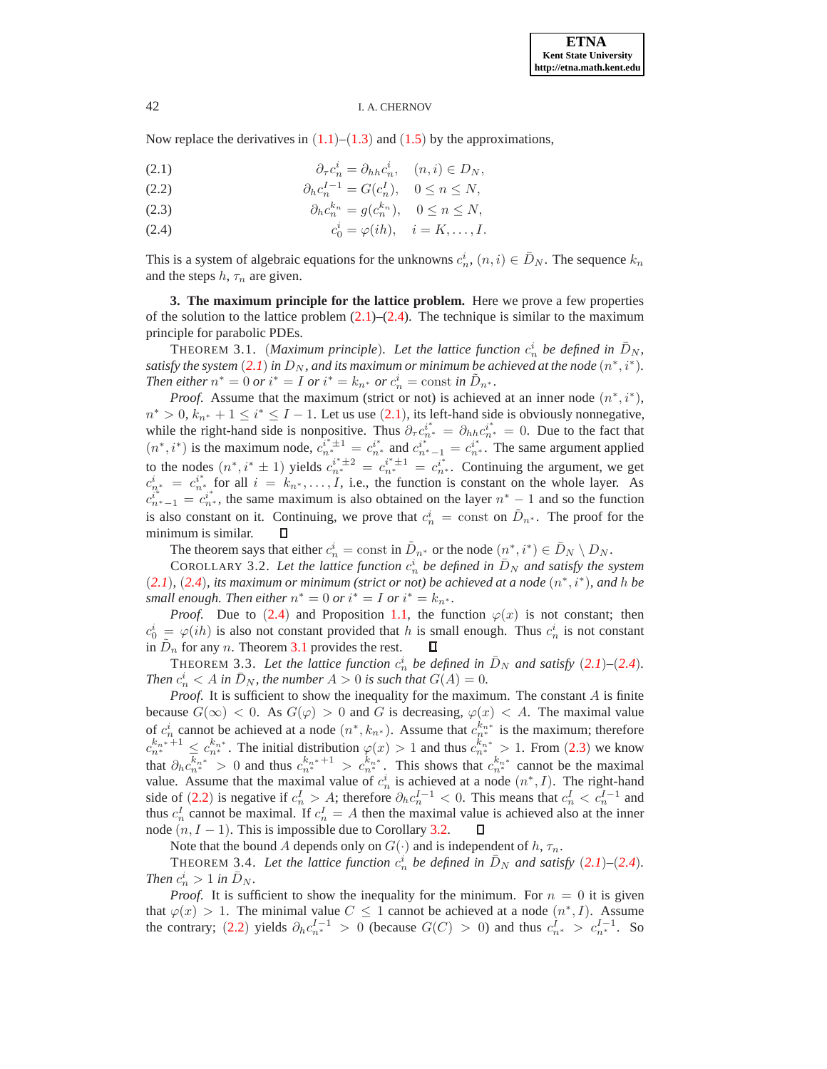Now replace the derivatives in (1.1)–(1.3) and (1.5) by the approximations,

$$\partial_\tau c_n^i = \partial_{hh} c_n^i, \quad (n,i) \in D_N, \tag{2.1}$$

$$\partial_h c_n^{I-1} = G(c_n^I), \quad 0 \le n \le N, \tag{2.2}$$

$$\partial_h c_n^{k_n} = g(c_n^{k_n}), \quad 0 \le n \le N, \tag{2.3}$$

$$c_0^i = \varphi(ih), \quad i = K, \ldots, I. \tag{2.4}$$

This is a system of algebraic equations for the unknowns $c_n^i$, $(n,i) \in \bar{D}_N$. The sequence $k_n$ and the steps $h$, $\tau_n$ are given.

**3. The maximum principle for the lattice problem.** Here we prove a few properties of the solution to the lattice problem (2.1)–(2.4). The technique is similar to the maximum principle for parabolic PDEs.

THEOREM 3.1. (*Maximum principle*). *Let the lattice function $c_n^i$ be defined in $\bar{D}_N$, satisfy the system (2.1) in $D_N$, and its maximum or minimum be achieved at the node $(n^*, i^*)$. Then either $n^* = 0$ or $i^* = I$ or $i^* = k_{n^*}$ or $c_n^i = \text{const}$ in $\tilde{D}_{n^*}$.*

*Proof.* Assume that the maximum (strict or not) is achieved at an inner node $(n^*, i^*)$, $n^* > 0$, $k_{n^*} + 1 \le i^* \le I - 1$. Let us use (2.1), its left-hand side is obviously nonnegative, while the right-hand side is nonpositive. Thus $\partial_\tau c_{n^*}^{i^*} = \partial_{hh} c_{n^*}^{i^*} = 0$. Due to the fact that $(n^*, i^*)$ is the maximum node, $c_{n^*}^{i^*\pm 1} = c_{n^*}^{i^*}$ and $c_{n^*-1}^{i^*} = c_{n^*}^{i^*}$. The same argument applied to the nodes $(n^*, i^* \pm 1)$ yields $c_{n^*}^{i^*\pm 2} = c_{n^*}^{i^*\pm 1} = c_{n^*}^{i^*}$. Continuing the argument, we get $c_{n^*}^{i} = c_{n^*}^{i^*}$ for all $i = k_{n^*}, \ldots, I$, i.e., the function is constant on the whole layer. As $c_{n^*-1}^{i^*} = c_{n^*}^{i^*}$, the same maximum is also obtained on the layer $n^* - 1$ and so the function is also constant on it. Continuing, we prove that $c_n^i = \text{const}$ on $\tilde{D}_{n^*}$. The proof for the minimum is similar. ∎

The theorem says that either $c_n^i = \text{const}$ in $\tilde{D}_{n^*}$ or the node $(n^*, i^*) \in \bar{D}_N \setminus D_N$.

COROLLARY 3.2. *Let the lattice function $c_n^i$ be defined in $\bar{D}_N$ and satisfy the system (2.1), (2.4), its maximum or minimum (strict or not) be achieved at a node $(n^*, i^*)$, and $h$ be small enough. Then either $n^* = 0$ or $i^* = I$ or $i^* = k_{n^*}$.*

*Proof.* Due to (2.4) and Proposition 1.1, the function $\varphi(x)$ is not constant; then $c_0^i = \varphi(ih)$ is also not constant provided that $h$ is small enough. Thus $c_n^i$ is not constant in $\tilde{D}_n$ for any $n$. Theorem 3.1 provides the rest. ∎

THEOREM 3.3. *Let the lattice function $c_n^i$ be defined in $\bar{D}_N$ and satisfy (2.1)–(2.4). Then $c_n^i < A$ in $\bar{D}_N$, the number $A > 0$ is such that $G(A) = 0$.*

*Proof.* It is sufficient to show the inequality for the maximum. The constant $A$ is finite because $G(\infty) < 0$. As $G(\varphi) > 0$ and $G$ is decreasing, $\varphi(x) < A$. The maximal value of $c_n^i$ cannot be achieved at a node $(n^*, k_{n^*})$. Assume that $c_{n^*}^{k_{n^*}}$ is the maximum; therefore $c_{n^*}^{k_{n^*}+1} \le c_{n^*}^{k_{n^*}}$. The initial distribution $\varphi(x) > 1$ and thus $c_{n^*}^{k_{n^*}} > 1$. From (2.3) we know that $\partial_h c_{n^*}^{k_{n^*}} > 0$ and thus $c_{n^*}^{k_{n^*}+1} > c_{n^*}^{k_{n^*}}$. This shows that $c_{n^*}^{k_{n^*}}$ cannot be the maximal value. Assume that the maximal value of $c_n^i$ is achieved at a node $(n^*, I)$. The right-hand side of (2.2) is negative if $c_n^I > A$; therefore $\partial_h c_n^{I-1} < 0$. This means that $c_n^I < c_n^{I-1}$ and thus $c_n^I$ cannot be maximal. If $c_n^I = A$ then the maximal value is achieved also at the inner node $(n, I-1)$. This is impossible due to Corollary 3.2. ∎

Note that the bound $A$ depends only on $G(\cdot)$ and is independent of $h$, $\tau_n$.

THEOREM 3.4. *Let the lattice function $c_n^i$ be defined in $\bar{D}_N$ and satisfy (2.1)–(2.4). Then $c_n^i > 1$ in $\bar{D}_N$.*

*Proof.* It is sufficient to show the inequality for the minimum. For $n = 0$ it is given that $\varphi(x) > 1$. The minimal value $C \le 1$ cannot be achieved at a node $(n^*, I)$. Assume the contrary; (2.2) yields $\partial_h c_{n^*}^{I-1} > 0$ (because $G(C) > 0$) and thus $c_{n^*}^I > c_{n^*}^{I-1}$. So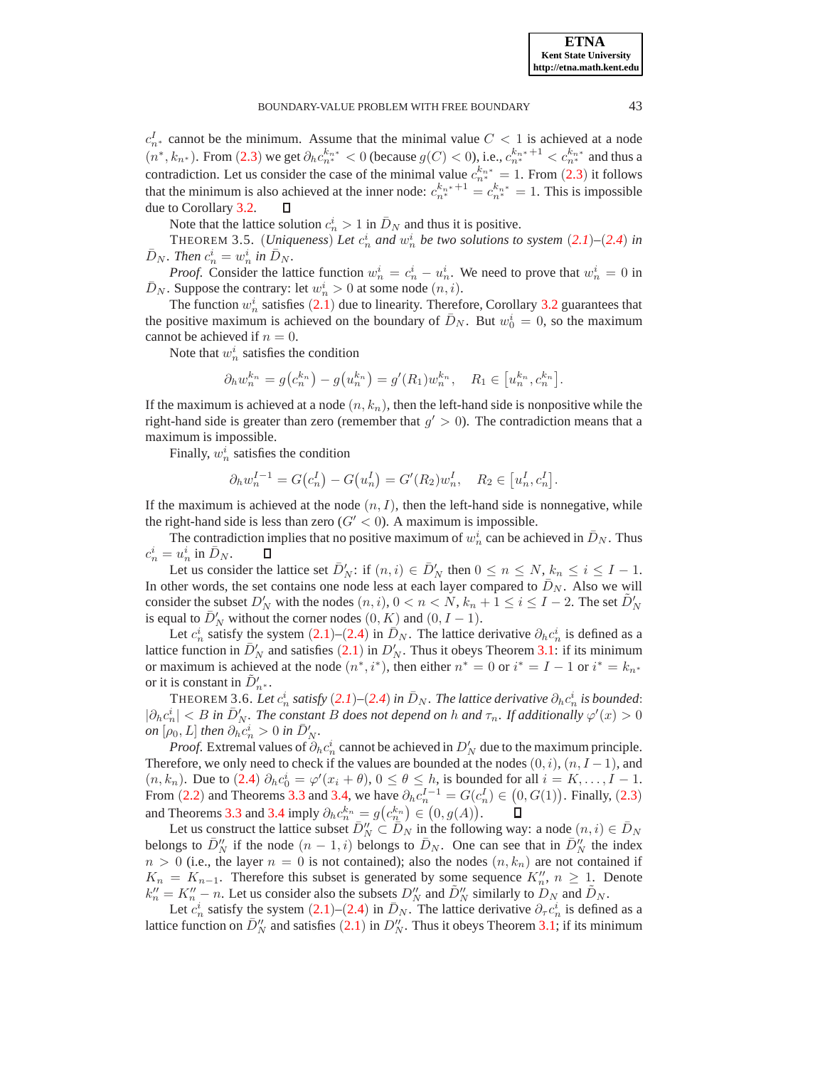$c^I_{n^*}$ cannot be the minimum. Assume that the minimal value $C < 1$ is achieved at a node $(n^*, k_{n^*})$. From (2.3) we get $\partial_h c^{k_{n^*}}_{n^*} < 0$ (because $g(C) < 0$), i.e., $c^{k_{n^*}+1}_{n^*} < c^{k_{n^*}}_{n^*}$ and thus a contradiction. Let us consider the case of the minimal value $c^{k_{n^*}}_{n^*} = 1$. From (2.3) it follows that the minimum is also achieved at the inner node: $c^{k_{n^*}+1}_{n^*} = c^{k_{n^*}}_{n^*} = 1$. This is impossible due to Corollary 3.2. □

Note that the lattice solution $c^i_n > 1$ in $\bar{D}_N$ and thus it is positive.

THEOREM 3.5. (*Uniqueness*) *Let $c^i_n$ and $w^i_n$ be two solutions to system (2.1)–(2.4) in $\bar{D}_N$. Then $c^i_n = w^i_n$ in $\bar{D}_N$.*

*Proof.* Consider the lattice function $w^i_n = c^i_n - u^i_n$. We need to prove that $w^i_n = 0$ in $\bar{D}_N$. Suppose the contrary: let $w^i_n > 0$ at some node $(n, i)$.

The function $w^i_n$ satisfies (2.1) due to linearity. Therefore, Corollary 3.2 guarantees that the positive maximum is achieved on the boundary of $\bar{D}_N$. But $w^i_0 = 0$, so the maximum cannot be achieved if $n = 0$.

Note that $w^i_n$ satisfies the condition

$$\partial_h w^{k_n}_n = g\big(c^{k_n}_n\big) - g\big(u^{k_n}_n\big) = g'(R_1) w^{k_n}_n, \quad R_1 \in \big[u^{k_n}_n, c^{k_n}_n\big].$$

If the maximum is achieved at a node $(n, k_n)$, then the left-hand side is nonpositive while the right-hand side is greater than zero (remember that $g' > 0$). The contradiction means that a maximum is impossible.

Finally, $w^i_n$ satisfies the condition

$$\partial_h w^{I-1}_n = G\big(c^I_n\big) - G\big(u^I_n\big) = G'(R_2) w^I_n, \quad R_2 \in \big[u^I_n, c^I_n\big].$$

If the maximum is achieved at the node $(n, I)$, then the left-hand side is nonnegative, while the right-hand side is less than zero ($G' < 0$). A maximum is impossible.

The contradiction implies that no positive maximum of $w^i_n$ can be achieved in $\bar{D}_N$. Thus $c^i_n = u^i_n$ in $\bar{D}_N$. □

Let us consider the lattice set $\bar{D}'_N$: if $(n, i) \in \bar{D}'_N$ then $0 \le n \le N$, $k_n \le i \le I - 1$. In other words, the set contains one node less at each layer compared to $\bar{D}_N$. Also we will consider the subset $D'_N$ with the nodes $(n, i)$, $0 < n < N$, $k_n + 1 \le i \le I - 2$. The set $\tilde{D}'_N$ is equal to $\bar{D}'_N$ without the corner nodes $(0, K)$ and $(0, I - 1)$.

Let $c^i_n$ satisfy the system (2.1)–(2.4) in $\bar{D}_N$. The lattice derivative $\partial_h c^i_n$ is defined as a lattice function in $\bar{D}'_N$ and satisfies (2.1) in $D'_N$. Thus it obeys Theorem 3.1: if its minimum or maximum is achieved at the node $(n^*, i^*)$, then either $n^* = 0$ or $i^* = I - 1$ or $i^* = k_{n^*}$ or it is constant in $\tilde{D}'_{n^*}$.

THEOREM 3.6. *Let $c^i_n$ satisfy (2.1)–(2.4) in $\bar{D}_N$. The lattice derivative $\partial_h c^i_n$ is bounded: $|\partial_h c^i_n| < B$ in $\bar{D}'_N$. The constant $B$ does not depend on $h$ and $\tau_n$. If additionally $\varphi'(x) > 0$ on $[\rho_0, L]$ then $\partial_h c^i_n > 0$ in $\bar{D}'_N$.*

*Proof.* Extremal values of $\partial_h c^i_n$ cannot be achieved in $D'_N$ due to the maximum principle. Therefore, we only need to check if the values are bounded at the nodes $(0, i)$, $(n, I - 1)$, and $(n, k_n)$. Due to (2.4) $\partial_h c^i_0 = \varphi'(x_i + \theta)$, $0 \le \theta \le h$, is bounded for all $i = K, \ldots, I - 1$. From (2.2) and Theorems 3.3 and 3.4, we have $\partial_h c^{I-1}_n = G(c^I_n) \in \big(0, G(1)\big)$. Finally, (2.3) and Theorems 3.3 and 3.4 imply $\partial_h c^{k_n}_n = g\big(c^{k_n}_n\big) \in \big(0, g(A)\big)$. □

Let us construct the lattice subset $\bar{D}''_N \subset \bar{D}_N$ in the following way: a node $(n, i) \in \bar{D}_N$ belongs to $\bar{D}''_N$ if the node $(n - 1, i)$ belongs to $\bar{D}_N$. One can see that in $\bar{D}''_N$ the index $n > 0$ (i.e., the layer $n = 0$ is not contained); also the nodes $(n, k_n)$ are not contained if $K_n = K_{n-1}$. Therefore this subset is generated by some sequence $K''_n$, $n \ge 1$. Denote $k''_n = K''_n - n$. Let us consider also the subsets $D''_N$ and $\tilde{D}''_N$ similarly to $D_N$ and $\tilde{D}_N$.

Let $c^i_n$ satisfy the system (2.1)–(2.4) in $\bar{D}_N$. The lattice derivative $\partial_\tau c^i_n$ is defined as a lattice function on $\bar{D}''_N$ and satisfies (2.1) in $D''_N$. Thus it obeys Theorem 3.1; if its minimum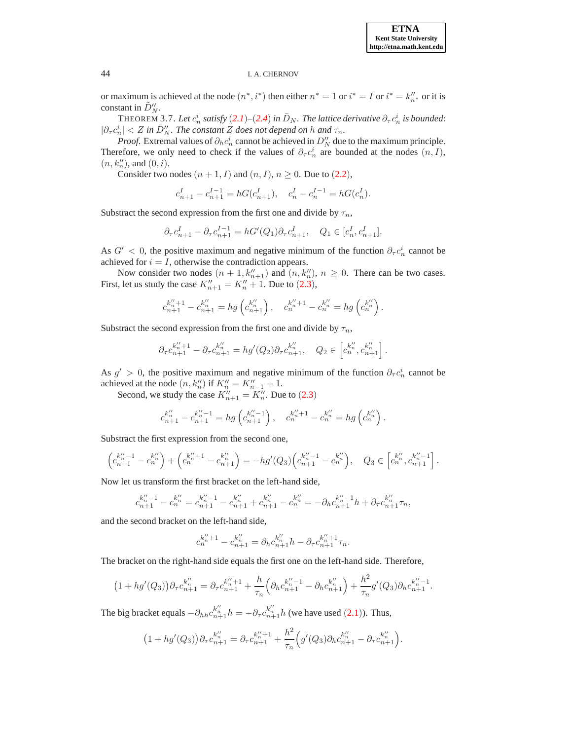or maximum is achieved at the node $(n^*, i^*)$ then either $n^* = 1$ or $i^* = I$ or $i^* = k''_{n^*}$ or it is constant in $\tilde{D}''_N$.

THEOREM 3.7. *Let $c_n^i$ satisfy (2.1)–(2.4) in $\bar{D}_N$. The lattice derivative $\partial_\tau c_n^i$ is bounded: $|\partial_\tau c_n^i| < Z$ in $\bar{D}''_N$. The constant $Z$ does not depend on $h$ and $\tau_n$.*

*Proof.* Extremal values of $\partial_h c_n^i$ cannot be achieved in $D''_N$ due to the maximum principle. Therefore, we only need to check if the values of $\partial_\tau c_n^i$ are bounded at the nodes $(n, I)$, $(n, k''_n)$, and $(0, i)$.

Consider two nodes $(n+1, I)$ and $(n, I)$, $n \geq 0$. Due to (2.2),

$$c_{n+1}^I - c_{n+1}^{I-1} = hG(c_{n+1}^I), \quad c_n^I - c_n^{I-1} = hG(c_n^I).$$

Substract the second expression from the first one and divide by $\tau_n$,

$$\partial_\tau c_{n+1}^I - \partial_\tau c_{n+1}^{I-1} = hG'(Q_1)\partial_\tau c_{n+1}^I, \quad Q_1 \in [c_n^I, c_{n+1}^I].$$

As $G' < 0$, the positive maximum and negative minimum of the function $\partial_\tau c_n^i$ cannot be achieved for $i = I$, otherwise the contradiction appears.

Now consider two nodes $(n+1, k''_{n+1})$ and $(n, k''_n)$, $n \geq 0$. There can be two cases. First, let us study the case $K''_{n+1} = K''_n + 1$. Due to (2.3),

$$c_{n+1}^{k''_n+1} - c_{n+1}^{k''_n} = hg\left(c_{n+1}^{k''_n}\right), \quad c_n^{k''_n+1} - c_n^{k''_n} = hg\left(c_n^{k''_n}\right).$$

Substract the second expression from the first one and divide by $\tau_n$,

$$\partial_\tau c_{n+1}^{k''_n+1} - \partial_\tau c_{n+1}^{k''_n} = hg'(Q_2)\partial_\tau c_{n+1}^{k''_n}, \quad Q_2 \in \left[c_n^{k''_n}, c_{n+1}^{k''_n}\right].$$

As $g' > 0$, the positive maximum and negative minimum of the function $\partial_\tau c_n^i$ cannot be achieved at the node $(n, k''_n)$ if $K''_n = K''_{n-1} + 1$.

Second, we study the case $K''_{n+1} = K''_n$. Due to (2.3)

$$c_{n+1}^{k''_n} - c_{n+1}^{k''_n-1} = hg\left(c_{n+1}^{k''_n-1}\right), \quad c_n^{k''_n+1} - c_n^{k''_n} = hg\left(c_n^{k''_n}\right).$$

Substract the first expression from the second one,

$$\left(c_{n+1}^{k''_n-1} - c_n^{k''_n}\right) + \left(c_n^{k''_n+1} - c_{n+1}^{k''_n}\right) = -hg'(Q_3)\left(c_{n+1}^{k''_n-1} - c_n^{k''_n}\right), \quad Q_3 \in \left[c_n^{k''_n}, c_{n+1}^{k''_n-1}\right].$$

Now let us transform the first bracket on the left-hand side,

$$c_{n+1}^{k''_n-1} - c_n^{k''_n} = c_{n+1}^{k''_n-1} - c_{n+1}^{k''_n} + c_{n+1}^{k''_n} - c_n^{k''_n} = -\partial_h c_{n+1}^{k''_n-1}h + \partial_\tau c_{n+1}^{k''_n}\tau_n,$$

and the second bracket on the left-hand side,

$$c_n^{k''_n+1} - c_{n+1}^{k''_n} = \partial_h c_{n+1}^{k''_n}h - \partial_\tau c_{n+1}^{k''_n+1}\tau_n.$$

The bracket on the right-hand side equals the first one on the left-hand side. Therefore,

$$\big(1 + hg'(Q_3)\big)\partial_\tau c_{n+1}^{k''_n} = \partial_\tau c_{n+1}^{k''_n+1} + \frac{h}{\tau_n}\left(\partial_h c_{n+1}^{k''_n-1} - \partial_h c_{n+1}^{k''_n}\right) + \frac{h^2}{\tau_n}g'(Q_3)\partial_h c_{n+1}^{k''_n-1}.$$

The big bracket equals $-\partial_{hh}c_{n+1}^{k''_n}h = -\partial_\tau c_{n+1}^{k''_n}h$ (we have used (2.1)). Thus,

$$\big(1 + hg'(Q_3)\big)\partial_\tau c_{n+1}^{k''_n} = \partial_\tau c_{n+1}^{k''_n+1} + \frac{h^2}{\tau_n}\left(g'(Q_3)\partial_h c_{n+1}^{k''_n} - \partial_\tau c_{n+1}^{k''_n}\right).$$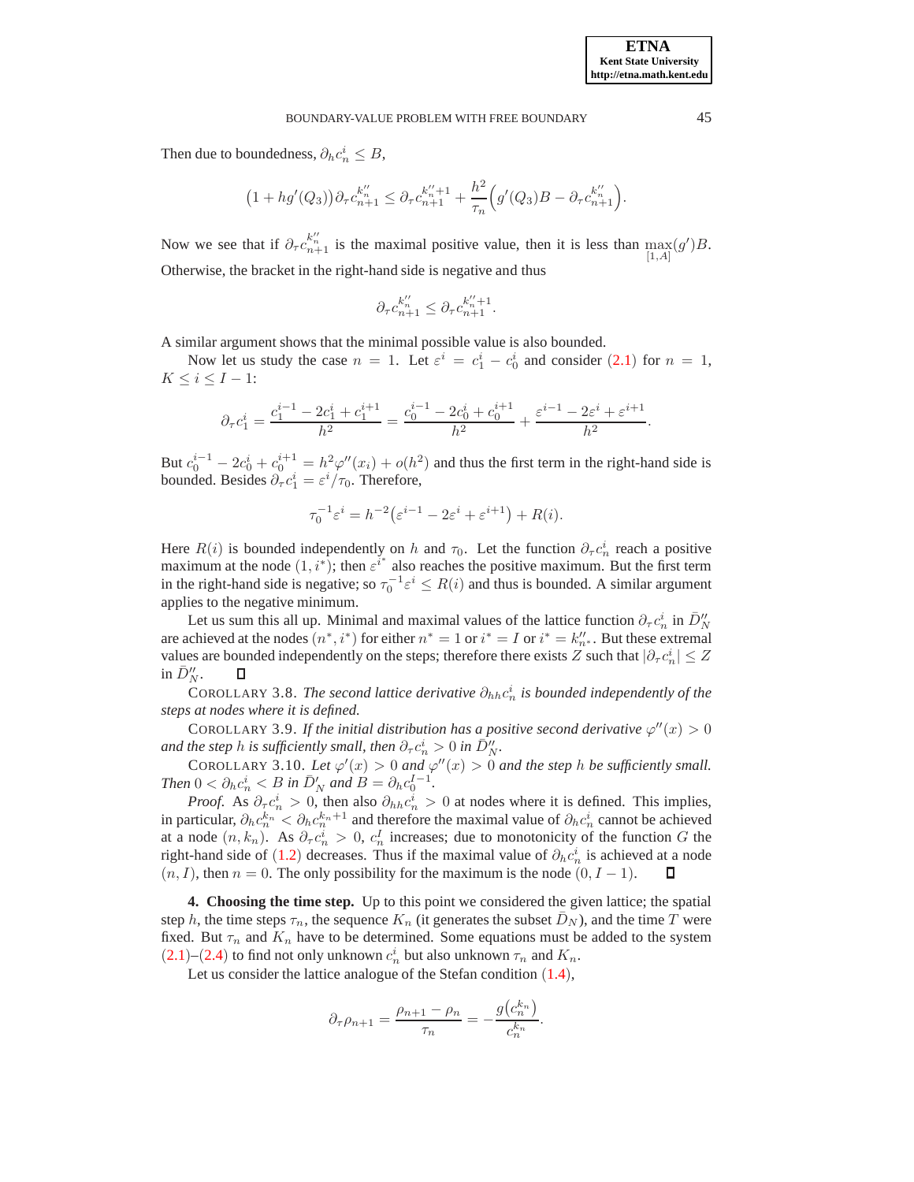Then due to boundedness, $\partial_h c_n^i \le B$,

$$\big(1 + hg'(Q_3)\big)\partial_\tau c_{n+1}^{k_n''} \le \partial_\tau c_{n+1}^{k_n''+1} + \frac{h^2}{\tau_n}\Big(g'(Q_3)B - \partial_\tau c_{n+1}^{k_n''}\Big).$$

Now we see that if $\partial_\tau c_{n+1}^{k_n''}$ is the maximal positive value, then it is less than $\max\limits_{[1,A]}(g')B$. Otherwise, the bracket in the right-hand side is negative and thus

$$\partial_\tau c_{n+1}^{k_n''} \le \partial_\tau c_{n+1}^{k_n''+1}.$$

A similar argument shows that the minimal possible value is also bounded.

Now let us study the case $n = 1$. Let $\varepsilon^i = c_1^i - c_0^i$ and consider (2.1) for $n = 1$, $K \le i \le I - 1$:

$$\partial_\tau c_1^i = \frac{c_1^{i-1} - 2c_1^i + c_1^{i+1}}{h^2} = \frac{c_0^{i-1} - 2c_0^i + c_0^{i+1}}{h^2} + \frac{\varepsilon^{i-1} - 2\varepsilon^i + \varepsilon^{i+1}}{h^2}.$$

But $c_0^{i-1} - 2c_0^i + c_0^{i+1} = h^2\varphi''(x_i) + o(h^2)$ and thus the first term in the right-hand side is bounded. Besides $\partial_\tau c_1^i = \varepsilon^i/\tau_0$. Therefore,

$$\tau_0^{-1}\varepsilon^i = h^{-2}\big(\varepsilon^{i-1} - 2\varepsilon^i + \varepsilon^{i+1}\big) + R(i).$$

Here $R(i)$ is bounded independently on $h$ and $\tau_0$. Let the function $\partial_\tau c_n^i$ reach a positive maximum at the node $(1, i^*)$; then $\varepsilon^{i^*}$ also reaches the positive maximum. But the first term in the right-hand side is negative; so $\tau_0^{-1}\varepsilon^i \le R(i)$ and thus is bounded. A similar argument applies to the negative minimum.

Let us sum this all up. Minimal and maximal values of the lattice function $\partial_\tau c_n^i$ in $\bar{D}_N''$ are achieved at the nodes $(n^*, i^*)$ for either $n^* = 1$ or $i^* = I$ or $i^* = k_{n^*}''$. But these extremal values are bounded independently on the steps; therefore there exists $Z$ such that $|\partial_\tau c_n^i| \le Z$ in $\bar{D}_N''$. ∎

COROLLARY 3.8. *The second lattice derivative $\partial_{hh} c_n^i$ is bounded independently of the steps at nodes where it is defined.*

COROLLARY 3.9. *If the initial distribution has a positive second derivative $\varphi''(x) > 0$ and the step $h$ is sufficiently small, then $\partial_\tau c_n^i > 0$ in $\bar{D}_N''$.*

COROLLARY 3.10. *Let $\varphi'(x) > 0$ and $\varphi''(x) > 0$ and the step $h$ be sufficiently small. Then $0 < \partial_h c_n^i < B$ in $\bar{D}_N'$ and $B = \partial_h c_0^{I-1}$.*

*Proof.* As $\partial_\tau c_n^i > 0$, then also $\partial_{hh} c_n^i > 0$ at nodes where it is defined. This implies, in particular, $\partial_h c_n^{k_n} < \partial_h c_n^{k_n+1}$ and therefore the maximal value of $\partial_h c_n^i$ cannot be achieved at a node $(n, k_n)$. As $\partial_\tau c_n^i > 0$, $c_n^I$ increases; due to monotonicity of the function $G$ the right-hand side of (1.2) decreases. Thus if the maximal value of $\partial_h c_n^i$ is achieved at a node $(n, I)$, then $n = 0$. The only possibility for the maximum is the node $(0, I - 1)$. ∎

**4. Choosing the time step.** Up to this point we considered the given lattice; the spatial step $h$, the time steps $\tau_n$, the sequence $K_n$ (it generates the subset $\bar{D}_N$), and the time $T$ were fixed. But $\tau_n$ and $K_n$ have to be determined. Some equations must be added to the system (2.1)–(2.4) to find not only unknown $c_n^i$ but also unknown $\tau_n$ and $K_n$.

Let us consider the lattice analogue of the Stefan condition (1.4),

$$\partial_\tau \rho_{n+1} = \frac{\rho_{n+1} - \rho_n}{\tau_n} = -\frac{g\big(c_n^{k_n}\big)}{c_n^{k_n}}.$$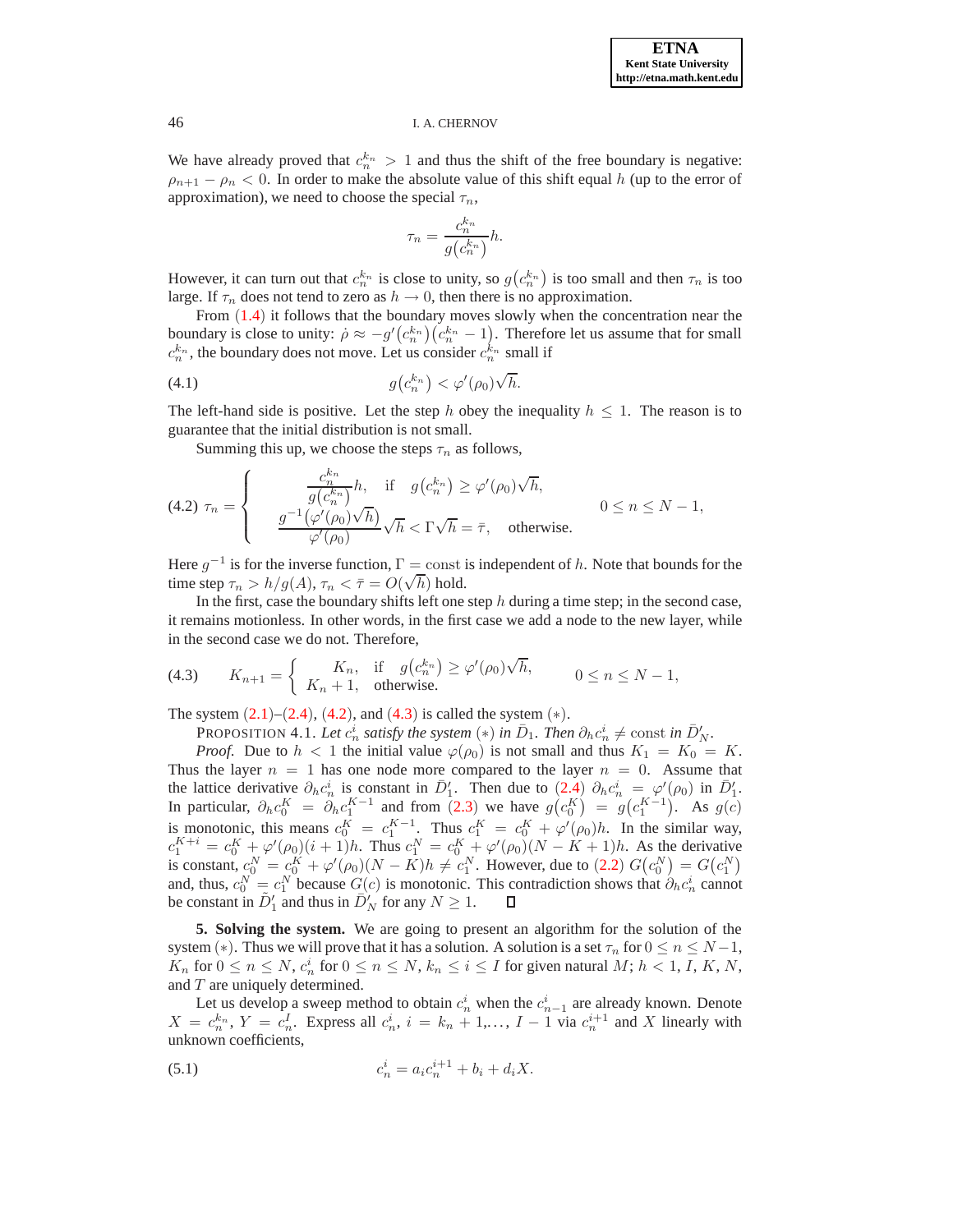We have already proved that $c_n^{k_n} > 1$ and thus the shift of the free boundary is negative: $\rho_{n+1} - \rho_n < 0$. In order to make the absolute value of this shift equal $h$ (up to the error of approximation), we need to choose the special $\tau_n$,

$$\tau_n = \frac{c_n^{k_n}}{g(c_n^{k_n})} h.$$

However, it can turn out that $c_n^{k_n}$ is close to unity, so $g(c_n^{k_n})$ is too small and then $\tau_n$ is too large. If $\tau_n$ does not tend to zero as $h \to 0$, then there is no approximation.

From (1.4) it follows that the boundary moves slowly when the concentration near the boundary is close to unity: $\dot{\rho} \approx -g'(c_n^{k_n})(c_n^{k_n} - 1)$. Therefore let us assume that for small $c_n^{k_n}$, the boundary does not move. Let us consider $c_n^{k_n}$ small if

$$g(c_n^{k_n}) < \varphi'(\rho_0)\sqrt{h}. \tag{4.1}$$

The left-hand side is positive. Let the step $h$ obey the inequality $h \le 1$. The reason is to guarantee that the initial distribution is not small.

Summing this up, we choose the steps $\tau_n$ as follows,

$$\tau_n = \begin{cases} \dfrac{c_n^{k_n}}{g(c_n^{k_n})} h, & \text{if} \quad g(c_n^{k_n}) \ge \varphi'(\rho_0)\sqrt{h}, \\ \dfrac{g^{-1}(\varphi'(\rho_0)\sqrt{h})}{\varphi'(\rho_0)}\sqrt{h} < \Gamma\sqrt{h} = \bar{\tau}, & \text{otherwise.} \end{cases} \qquad 0 \le n \le N-1, \tag{4.2}$$

Here $g^{-1}$ is for the inverse function, $\Gamma = \text{const}$ is independent of $h$. Note that bounds for the time step $\tau_n > h/g(A)$, $\tau_n < \bar{\tau} = O(\sqrt{h})$ hold.

In the first, case the boundary shifts left one step $h$ during a time step; in the second case, it remains motionless. In other words, in the first case we add a node to the new layer, while in the second case we do not. Therefore,

$$K_{n+1} = \begin{cases} K_n, & \text{if} \quad g(c_n^{k_n}) \ge \varphi'(\rho_0)\sqrt{h}, \\ K_n + 1, & \text{otherwise.} \end{cases} \qquad 0 \le n \le N-1, \tag{4.3}$$

The system (2.1)–(2.4), (4.2), and (4.3) is called the system $(*)$.

PROPOSITION 4.1. *Let $c_n^i$ satisfy the system $(*)$ in $\bar{D}_1$. Then $\partial_h c_n^i \neq \text{const}$ in $\bar{D}'_N$.*

*Proof.* Due to $h < 1$ the initial value $\varphi(\rho_0)$ is not small and thus $K_1 = K_0 = K$. Thus the layer $n = 1$ has one node more compared to the layer $n = 0$. Assume that the lattice derivative $\partial_h c_n^i$ is constant in $\bar{D}'_1$. Then due to (2.4) $\partial_h c_n^i = \varphi'(\rho_0)$ in $\bar{D}'_1$. In particular, $\partial_h c_0^K = \partial_h c_1^{K-1}$ and from (2.3) we have $g(c_0^K) = g(c_1^{K-1})$. As $g(c)$ is monotonic, this means $c_0^K = c_1^{K-1}$. Thus $c_1^K = c_0^K + \varphi'(\rho_0)h$. In the similar way, $c_1^{K+i} = c_0^K + \varphi'(\rho_0)(i+1)h$. Thus $c_1^N = c_0^K + \varphi'(\rho_0)(N-K+1)h$. As the derivative is constant, $c_0^N = c_0^K + \varphi'(\rho_0)(N-K)h \neq c_1^N$. However, due to (2.2) $G(c_0^N) = G(c_1^N)$ and, thus, $c_0^N = c_1^N$ because $G(c)$ is monotonic. This contradiction shows that $\partial_h c_n^i$ cannot be constant in $\bar{D}'_1$ and thus in $\bar{D}'_N$ for any $N \ge 1$. □

**5. Solving the system.** We are going to present an algorithm for the solution of the system $(*)$. Thus we will prove that it has a solution. A solution is a set $\tau_n$ for $0 \le n \le N-1$, $K_n$ for $0 \le n \le N$, $c_n^i$ for $0 \le n \le N$, $k_n \le i \le I$ for given natural $M$; $h < 1$, $I$, $K$, $N$, and $T$ are uniquely determined.

Let us develop a sweep method to obtain $c_n^i$ when the $c_{n-1}^i$ are already known. Denote $X = c_n^{k_n}$, $Y = c_n^I$. Express all $c_n^i$, $i = k_n + 1, \ldots, I-1$ via $c_n^{i+1}$ and $X$ linearly with unknown coefficients,

$$c_n^i = a_i c_n^{i+1} + b_i + d_i X. \tag{5.1}$$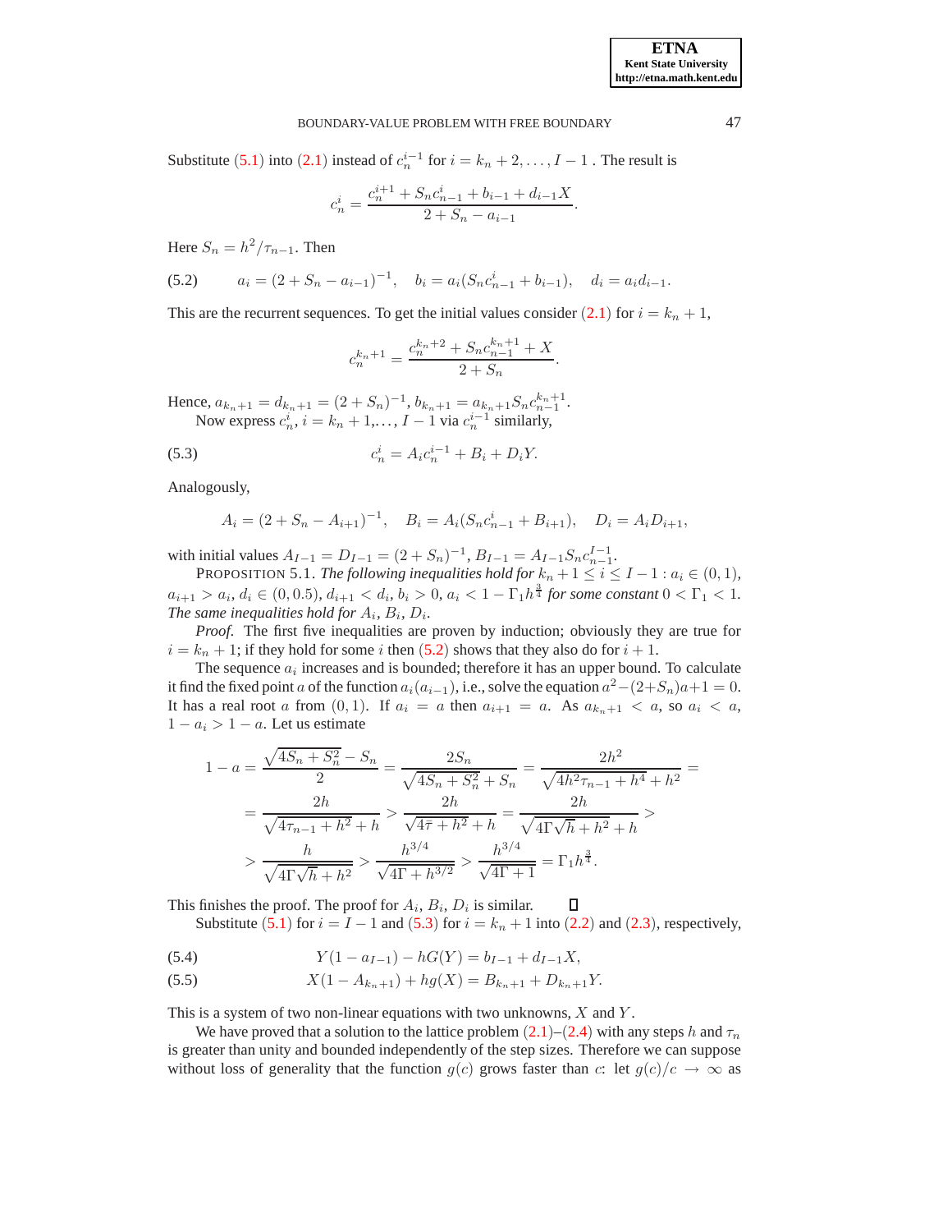Substitute (5.1) into (2.1) instead of $c_n^{i-1}$ for $i = k_n+2, \dots, I-1$ . The result is

$$c_n^i = \frac{c_n^{i+1} + S_n c_{n-1}^i + b_{i-1} + d_{i-1}X}{2 + S_n - a_{i-1}}.$$

Here $S_n = h^2/\tau_{n-1}$. Then

$$a_i = (2 + S_n - a_{i-1})^{-1}, \quad b_i = a_i(S_n c_{n-1}^i + b_{i-1}), \quad d_i = a_i d_{i-1}. \tag{5.2}$$

This are the recurrent sequences. To get the initial values consider (2.1) for $i = k_n + 1$,

$$c_n^{k_n+1} = \frac{c_n^{k_n+2} + S_n c_{n-1}^{k_n+1} + X}{2 + S_n}.$$

Hence, $a_{k_n+1} = d_{k_n+1} = (2 + S_n)^{-1}$, $b_{k_n+1} = a_{k_n+1} S_n c_{n-1}^{k_n+1}$.

Now express $c_n^i$, $i = k_n + 1, \dots, I-1$ via $c_n^{i-1}$ similarly,

$$c_n^i = A_i c_n^{i-1} + B_i + D_i Y. \tag{5.3}$$

Analogously,

$$A_i = (2 + S_n - A_{i+1})^{-1}, \quad B_i = A_i(S_n c_{n-1}^i + B_{i+1}), \quad D_i = A_i D_{i+1},$$

with initial values $A_{I-1} = D_{I-1} = (2 + S_n)^{-1}$, $B_{I-1} = A_{I-1} S_n c_{n-1}^{I-1}$.

PROPOSITION 5.1. *The following inequalities hold for* $k_n + 1 \le i \le I - 1 : a_i \in (0, 1)$, $a_{i+1} > a_i$, $d_i \in (0, 0.5)$, $d_{i+1} < d_i$, $b_i > 0$, $a_i < 1 - \Gamma_1 h^{\frac{3}{4}}$ *for some constant* $0 < \Gamma_1 < 1$. *The same inequalities hold for* $A_i$, $B_i$, $D_i$.

*Proof.* The first five inequalities are proven by induction; obviously they are true for $i = k_n + 1$; if they hold for some $i$ then (5.2) shows that they also do for $i + 1$.

The sequence $a_i$ increases and is bounded; therefore it has an upper bound. To calculate it find the fixed point $a$ of the function $a_i(a_{i-1})$, i.e., solve the equation $a^2 - (2+S_n)a + 1 = 0$. It has a real root $a$ from $(0, 1)$. If $a_i = a$ then $a_{i+1} = a$. As $a_{k_n+1} < a$, so $a_i < a$, $1 - a_i > 1 - a$. Let us estimate

$$\begin{aligned}
1 - a &= \frac{\sqrt{4S_n + S_n^2} - S_n}{2} = \frac{2S_n}{\sqrt{4S_n + S_n^2} + S_n} = \frac{2h^2}{\sqrt{4h^2\tau_{n-1} + h^4} + h^2} = \\
&= \frac{2h}{\sqrt{4\tau_{n-1} + h^2} + h} > \frac{2h}{\sqrt{4\bar{\tau} + h^2} + h} = \frac{2h}{\sqrt{4\Gamma\sqrt{h} + h^2} + h} > \\
&> \frac{h}{\sqrt{4\Gamma\sqrt{h} + h^2}} > \frac{h^{3/4}}{\sqrt{4\Gamma + h^{3/2}}} > \frac{h^{3/4}}{\sqrt{4\Gamma + 1}} = \Gamma_1 h^{\frac{3}{4}}.
\end{aligned}$$

This finishes the proof. The proof for $A_i$, $B_i$, $D_i$ is similar. ∎

Substitute (5.1) for $i = I - 1$ and (5.3) for $i = k_n + 1$ into (2.2) and (2.3), respectively,

$$Y(1 - a_{I-1}) - hG(Y) = b_{I-1} + d_{I-1}X, \tag{5.4}$$

$$X(1 - A_{k_n+1}) + hg(X) = B_{k_n+1} + D_{k_n+1}Y. \tag{5.5}$$

This is a system of two non-linear equations with two unknowns, $X$ and $Y$.

We have proved that a solution to the lattice problem (2.1)–(2.4) with any steps $h$ and $\tau_n$ is greater than unity and bounded independently of the step sizes. Therefore we can suppose without loss of generality that the function $g(c)$ grows faster than $c$: let $g(c)/c \to \infty$ as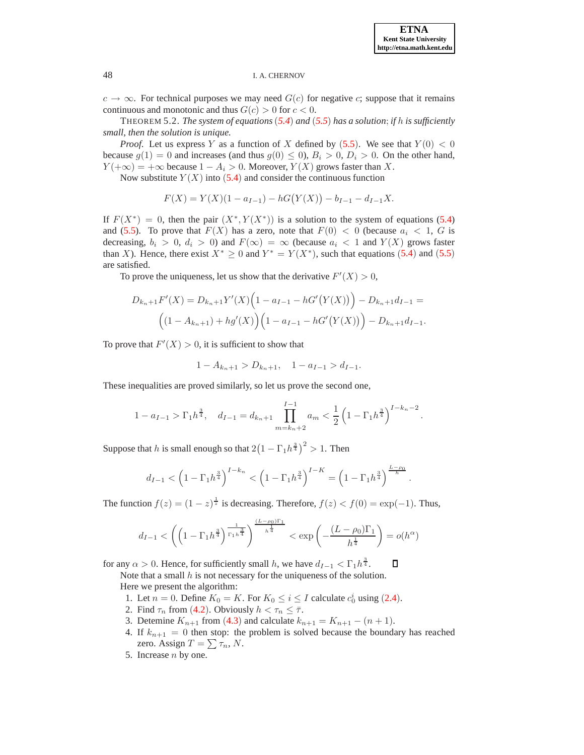$c \to \infty$. For technical purposes we may need $G(c)$ for negative $c$; suppose that it remains continuous and monotonic and thus $G(c) > 0$ for $c < 0$.

THEOREM 5.2. *The system of equations (5.4) and (5.5) has a solution; if $h$ is sufficiently small, then the solution is unique.*

*Proof.* Let us express $Y$ as a function of $X$ defined by (5.5). We see that $Y(0) < 0$ because $g(1) = 0$ and increases (and thus $g(0) \le 0$), $B_i > 0$, $D_i > 0$. On the other hand, $Y(+\infty) = +\infty$ because $1 - A_i > 0$. Moreover, $Y(X)$ grows faster than $X$.

Now substitute $Y(X)$ into (5.4) and consider the continuous function

$$F(X) = Y(X)(1 - a_{I-1}) - hG\big(Y(X)\big) - b_{I-1} - d_{I-1}X.$$

If $F(X^*) = 0$, then the pair $(X^*, Y(X^*))$ is a solution to the system of equations (5.4) and (5.5). To prove that $F(X)$ has a zero, note that $F(0) < 0$ (because $a_i < 1$, $G$ is decreasing, $b_i > 0$, $d_i > 0$) and $F(\infty) = \infty$ (because $a_i < 1$ and $Y(X)$ grows faster than $X$). Hence, there exist $X^* \ge 0$ and $Y^* = Y(X^*)$, such that equations (5.4) and (5.5) are satisfied.

To prove the uniqueness, let us show that the derivative $F'(X) > 0$,

$$D_{k_n+1}F'(X) = D_{k_n+1}Y'(X)\Big(1 - a_{I-1} - hG'\big(Y(X)\big)\Big) - D_{k_n+1}d_{I-1} = \\ \Big((1 - A_{k_n+1}) + hg'(X)\Big)\Big(1 - a_{I-1} - hG'\big(Y(X)\big)\Big) - D_{k_n+1}d_{I-1}.$$

To prove that $F'(X) > 0$, it is sufficient to show that

$$1 - A_{k_n+1} > D_{k_n+1}, \quad 1 - a_{I-1} > d_{I-1}.$$

These inequalities are proved similarly, so let us prove the second one,

$$1 - a_{I-1} > \Gamma_1 h^{\frac{3}{4}}, \quad d_{I-1} = d_{k_n+1}\prod_{m=k_n+2}^{I-1} a_m < \frac{1}{2}\left(1 - \Gamma_1 h^{\frac{3}{4}}\right)^{I-k_n-2}.$$

Suppose that $h$ is small enough so that $2\big(1 - \Gamma_1 h^{\frac{3}{4}}\big)^2 > 1$. Then

$$d_{I-1} < \left(1 - \Gamma_1 h^{\frac{3}{4}}\right)^{I-k_n} < \left(1 - \Gamma_1 h^{\frac{3}{4}}\right)^{I-K} = \left(1 - \Gamma_1 h^{\frac{3}{4}}\right)^{\frac{L-\rho_0}{h}}.$$

The function $f(z) = (1 - z)^{\frac{1}{z}}$ is decreasing. Therefore, $f(z) < f(0) = \exp(-1)$. Thus,

$$d_{I-1} < \left(\left(1 - \Gamma_1 h^{\frac{3}{4}}\right)^{\frac{1}{\Gamma_1 h^{\frac{3}{4}}}}\right)^{\frac{(L-\rho_0)\Gamma_1}{h^{\frac{1}{4}}}} < \exp\left(-\frac{(L-\rho_0)\Gamma_1}{h^{\frac{1}{4}}}\right) = o(h^\alpha)$$

for any $\alpha > 0$. Hence, for sufficiently small $h$, we have $d_{I-1} < \Gamma_1 h^{\frac{3}{4}}$. ∎

Note that a small $h$ is not necessary for the uniqueness of the solution.

Here we present the algorithm:

1. Let $n = 0$. Define $K_0 = K$. For $K_0 \le i \le I$ calculate $c_0^i$ using (2.4).
2. Find $\tau_n$ from (4.2). Obviously $h < \tau_n \le \bar{\tau}$.
3. Detemine $K_{n+1}$ from (4.3) and calculate $k_{n+1} = K_{n+1} - (n+1)$.
4. If $k_{n+1} = 0$ then stop: the problem is solved because the boundary has reached zero. Assign $T = \sum \tau_n$, $N$.
5. Increase $n$ by one.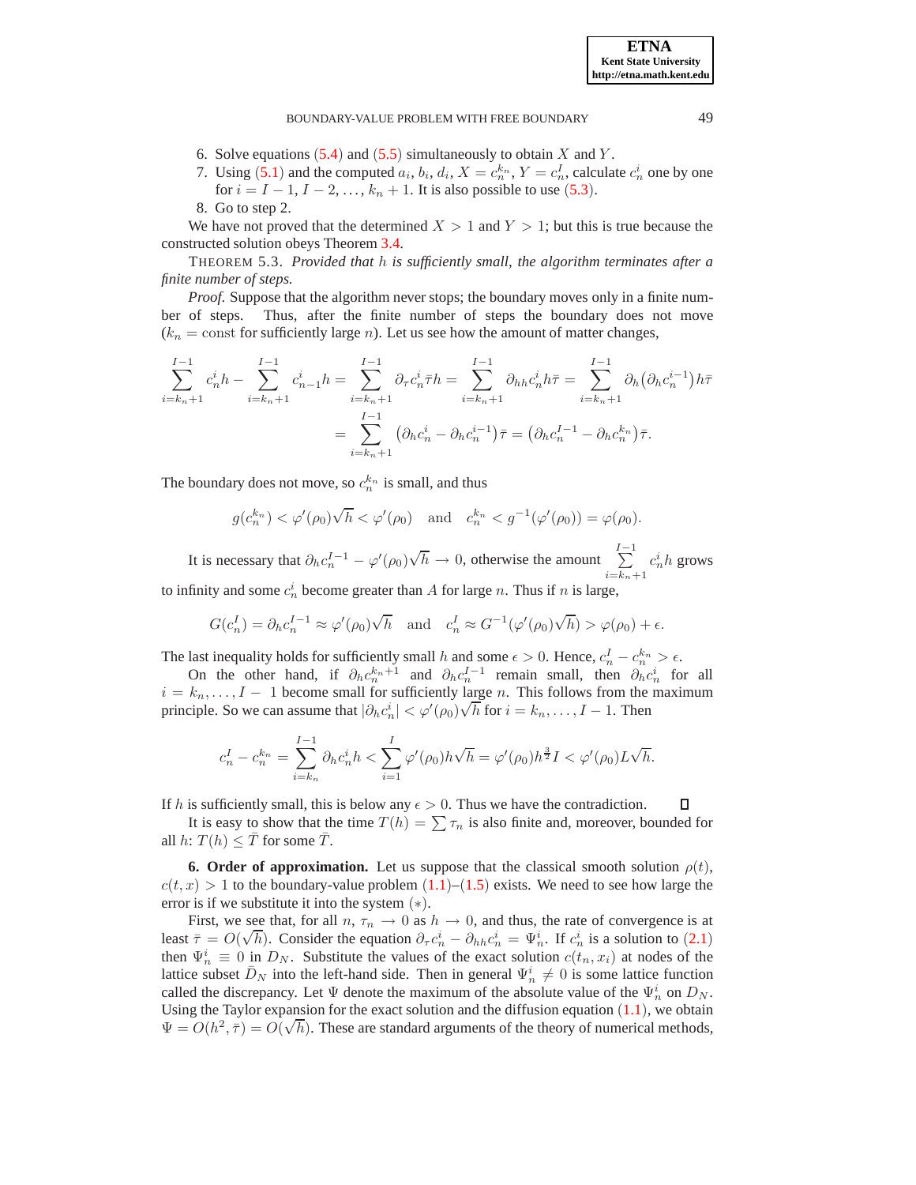6. Solve equations (5.4) and (5.5) simultaneously to obtain $X$ and $Y$.
7. Using (5.1) and the computed $a_i$, $b_i$, $d_i$, $X = c_n^{k_n}$, $Y = c_n^I$, calculate $c_n^i$ one by one for $i = I-1, I-2, \ldots, k_n+1$. It is also possible to use (5.3).
8. Go to step 2.

We have not proved that the determined $X > 1$ and $Y > 1$; but this is true because the constructed solution obeys Theorem 3.4.

THEOREM 5.3. *Provided that $h$ is sufficiently small, the algorithm terminates after a finite number of steps.*

*Proof.* Suppose that the algorithm never stops; the boundary moves only in a finite number of steps. Thus, after the finite number of steps the boundary does not move ($k_n = \text{const}$ for sufficiently large $n$). Let us see how the amount of matter changes,

$$\sum_{i=k_n+1}^{I-1} c_n^i h - \sum_{i=k_n+1}^{I-1} c_{n-1}^i h = \sum_{i=k_n+1}^{I-1} \partial_\tau c_n^i \bar{\tau} h = \sum_{i=k_n+1}^{I-1} \partial_{hh} c_n^i h \bar{\tau} = \sum_{i=k_n+1}^{I-1} \partial_h \big(\partial_h c_n^{i-1}\big) h \bar{\tau}$$
$$= \sum_{i=k_n+1}^{I-1} \big(\partial_h c_n^i - \partial_h c_n^{i-1}\big) \bar{\tau} = \big(\partial_h c_n^{I-1} - \partial_h c_n^{k_n}\big) \bar{\tau}.$$

The boundary does not move, so $c_n^{k_n}$ is small, and thus

$$g(c_n^{k_n}) < \varphi'(\rho_0)\sqrt{h} < \varphi'(\rho_0) \quad \text{and} \quad c_n^{k_n} < g^{-1}(\varphi'(\rho_0)) = \varphi(\rho_0).$$

It is necessary that $\partial_h c_n^{I-1} - \varphi'(\rho_0)\sqrt{h} \to 0$, otherwise the amount $\sum\limits_{i=k_n+1}^{I-1} c_n^i h$ grows to infinity and some $c_n^i$ become greater than $A$ for large $n$. Thus if $n$ is large,

$$G(c_n^I) = \partial_h c_n^{I-1} \approx \varphi'(\rho_0)\sqrt{h} \quad \text{and} \quad c_n^I \approx G^{-1}(\varphi'(\rho_0)\sqrt{h}) > \varphi(\rho_0) + \epsilon.$$

The last inequality holds for sufficiently small $h$ and some $\epsilon > 0$. Hence, $c_n^I - c_n^{k_n} > \epsilon$.

On the other hand, if $\partial_h c_n^{k_n+1}$ and $\partial_h c_n^{I-1}$ remain small, then $\partial_h c_n^i$ for all $i = k_n, \ldots, I-1$ become small for sufficiently large $n$. This follows from the maximum principle. So we can assume that $|\partial_h c_n^i| < \varphi'(\rho_0)\sqrt{h}$ for $i = k_n, \ldots, I-1$. Then

$$c_n^I - c_n^{k_n} = \sum_{i=k_n}^{I-1} \partial_h c_n^i h < \sum_{i=1}^{I} \varphi'(\rho_0) h\sqrt{h} = \varphi'(\rho_0) h^{\frac{3}{2}} I < \varphi'(\rho_0) L\sqrt{h}.$$

If $h$ is sufficiently small, this is below any $\epsilon > 0$. Thus we have the contradiction. ∎

It is easy to show that the time $T(h) = \sum \tau_n$ is also finite and, moreover, bounded for all $h$: $T(h) \le \bar{T}$ for some $\bar{T}$.

**6. Order of approximation.** Let us suppose that the classical smooth solution $\rho(t)$, $c(t,x) > 1$ to the boundary-value problem (1.1)–(1.5) exists. We need to see how large the error is if we substitute it into the system $(*)$.

First, we see that, for all $n$, $\tau_n \to 0$ as $h \to 0$, and thus, the rate of convergence is at least $\bar{\tau} = O(\sqrt{h})$. Consider the equation $\partial_\tau c_n^i - \partial_{hh} c_n^i = \Psi_n^i$. If $c_n^i$ is a solution to (2.1) then $\Psi_n^i \equiv 0$ in $D_N$. Substitute the values of the exact solution $c(t_n, x_i)$ at nodes of the lattice subset $\bar{D}_N$ into the left-hand side. Then in general $\Psi_n^i \ne 0$ is some lattice function called the discrepancy. Let $\Psi$ denote the maximum of the absolute value of the $\Psi_n^i$ on $D_N$. Using the Taylor expansion for the exact solution and the diffusion equation (1.1), we obtain $\Psi = O(h^2, \bar{\tau}) = O(\sqrt{h})$. These are standard arguments of the theory of numerical methods,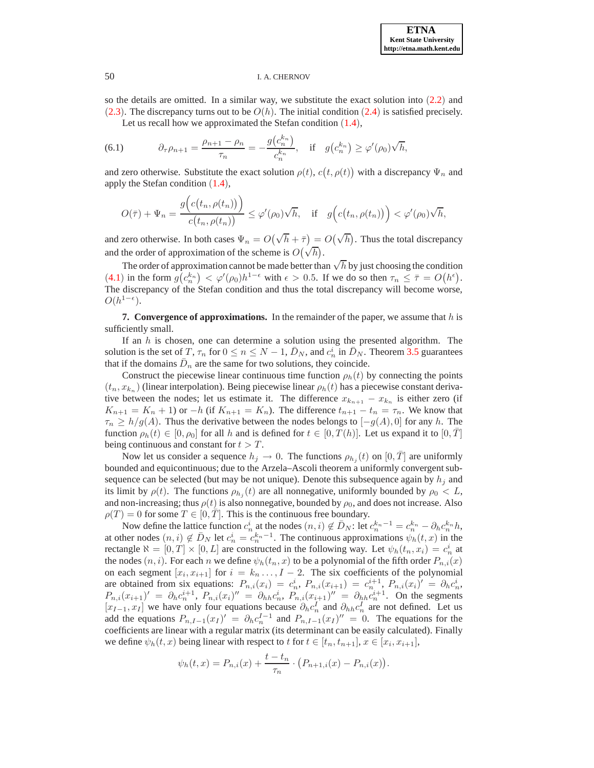so the details are omitted. In a similar way, we substitute the exact solution into (2.2) and (2.3). The discrepancy turns out to be $O(h)$. The initial condition (2.4) is satisfied precisely.

Let us recall how we approximated the Stefan condition (1.4),

$$\partial_\tau \rho_{n+1} = \frac{\rho_{n+1} - \rho_n}{\tau_n} = -\frac{g\big(c_n^{k_n}\big)}{c_n^{k_n}}, \quad \text{if} \quad g\big(c_n^{k_n}\big) \geq \varphi'(\rho_0)\sqrt{h}, \tag{6.1}$$

and zero otherwise. Substitute the exact solution $\rho(t)$, $c\big(t, \rho(t)\big)$ with a discrepancy $\Psi_n$ and apply the Stefan condition (1.4),

$$O(\bar{\tau}) + \Psi_n = \frac{g\Big(c\big(t_n, \rho(t_n)\big)\Big)}{c\big(t_n, \rho(t_n)\big)} \leq \varphi'(\rho_0)\sqrt{h}, \quad \text{if} \quad g\Big(c\big(t_n, \rho(t_n)\big)\Big) < \varphi'(\rho_0)\sqrt{h},$$

and zero otherwise. In both cases $\Psi_n = O\big(\sqrt{h} + \bar{\tau}\big) = O\big(\sqrt{h}\big)$. Thus the total discrepancy and the order of approximation of the scheme is $O\big(\sqrt{h}\big)$.

The order of approximation cannot be made better than $\sqrt{h}$ by just choosing the condition (4.1) in the form $g\big(c_n^{k_n}\big) < \varphi'(\rho_0)h^{1-\epsilon}$ with $\epsilon > 0.5$. If we do so then $\tau_n \leq \bar{\tau} = O\big(h^\epsilon\big)$. The discrepancy of the Stefan condition and thus the total discrepancy will become worse, $O(h^{1-\epsilon})$.

**7. Convergence of approximations.** In the remainder of the paper, we assume that $h$ is sufficiently small.

If an $h$ is chosen, one can determine a solution using the presented algorithm. The solution is the set of $T$, $\tau_n$ for $0 \leq n \leq N-1$, $\bar{D}_N$, and $c_n^i$ in $\bar{D}_N$. Theorem 3.5 guarantees that if the domains $\bar{D}_n$ are the same for two solutions, they coincide.

Construct the piecewise linear continuous time function $\rho_h(t)$ by connecting the points $(t_n, x_{k_n})$ (linear interpolation). Being piecewise linear $\rho_h(t)$ has a piecewise constant derivative between the nodes; let us estimate it. The difference $x_{k_{n+1}} - x_{k_n}$ is either zero (if $K_{n+1} = K_n + 1$) or $-h$ (if $K_{n+1} = K_n$). The difference $t_{n+1} - t_n = \tau_n$. We know that $\tau_n \geq h/g(A)$. Thus the derivative between the nodes belongs to $[-g(A), 0]$ for any $h$. The function $\rho_h(t) \in [0, \rho_0]$ for all $h$ and is defined for $t \in [0, T(h)]$. Let us expand it to $[0, \bar{T}]$ being continuous and constant for $t > T$.

Now let us consider a sequence $h_j \to 0$. The functions $\rho_{h_j}(t)$ on $[0, \bar{T}]$ are uniformly bounded and equicontinuous; due to the Arzela–Ascoli theorem a uniformly convergent subsequence can be selected (but may be not unique). Denote this subsequence again by $h_j$ and its limit by $\rho(t)$. The functions $\rho_{h_j}(t)$ are all nonnegative, uniformly bounded by $\rho_0 < L$, and non-increasing; thus $\rho(t)$ is also nonnegative, bounded by $\rho_0$, and does not increase. Also $\rho(T) = 0$ for some $T \in [0, \bar{T}]$. This is the continuous free boundary.

Now define the lattice function $c_n^i$ at the nodes $(n, i) \notin \bar{D}_N$: let $c_n^{k_n - 1} = c_n^{k_n} - \partial_h c_n^{k_n} h$, at other nodes $(n, i) \notin \bar{D}_N$ let $c_n^i = c_n^{k_n - 1}$. The continuous approximations $\psi_h(t, x)$ in the rectangle $\aleph = [0, T] \times [0, L]$ are constructed in the following way. Let $\psi_h(t_n, x_i) = c_n^i$ at the nodes $(n, i)$. For each $n$ we define $\psi_h(t_n, x)$ to be a polynomial of the fifth order $P_{n,i}(x)$ on each segment $[x_i, x_{i+1}]$ for $i = k_n \ldots, I-2$. The six coefficients of the polynomial are obtained from six equations: $P_{n,i}(x_i) = c_n^i$, $P_{n,i}(x_{i+1}) = c_n^{i+1}$, $P_{n,i}(x_i)' = \partial_h c_n^i$, $P_{n,i}(x_{i+1})' = \partial_h c_n^{i+1}$, $P_{n,i}(x_i)'' = \partial_{hh} c_n^i$, $P_{n,i}(x_{i+1})'' = \partial_{hh} c_n^{i+1}$. On the segments $[x_{I-1}, x_I]$ we have only four equations because $\partial_h c_n^I$ and $\partial_{hh} c_n^I$ are not defined. Let us add the equations $P_{n,I-1}(x_I)' = \partial_h c_n^{I-1}$ and $P_{n,I-1}(x_I)'' = 0$. The equations for the coefficients are linear with a regular matrix (its determinant can be easily calculated). Finally we define $\psi_h(t, x)$ being linear with respect to $t$ for $t \in [t_n, t_{n+1}]$, $x \in [x_i, x_{i+1}]$,

$$\psi_h(t, x) = P_{n,i}(x) + \frac{t - t_n}{\tau_n} \cdot \big(P_{n+1,i}(x) - P_{n,i}(x)\big).$$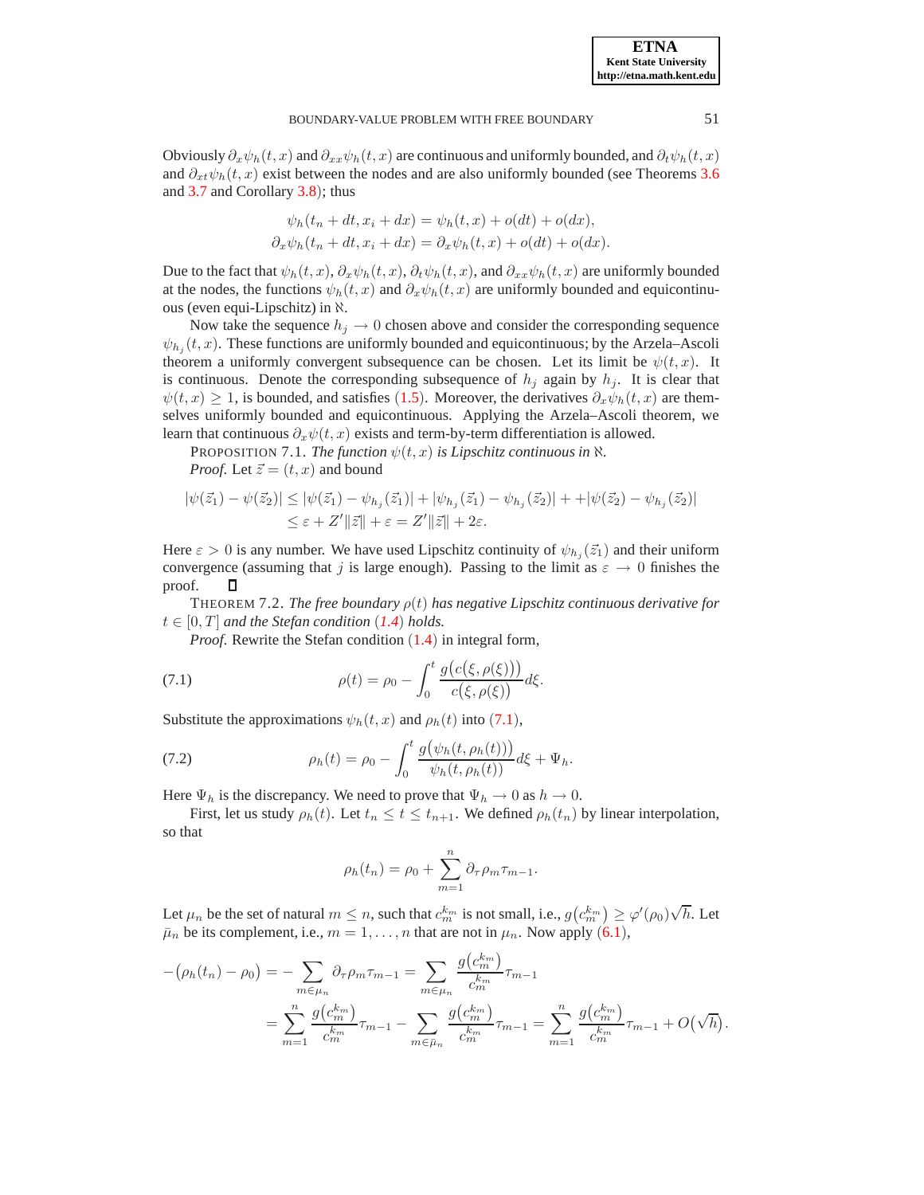Obviously $\partial_x \psi_h(t,x)$ and $\partial_{xx}\psi_h(t,x)$ are continuous and uniformly bounded, and $\partial_t \psi_h(t,x)$ and $\partial_{xt}\psi_h(t,x)$ exist between the nodes and are also uniformly bounded (see Theorems 3.6 and 3.7 and Corollary 3.8); thus

$$
\begin{aligned}
\psi_h(t_n+dt, x_i+dx) &= \psi_h(t,x) + o(dt) + o(dx),\\
\partial_x\psi_h(t_n+dt, x_i+dx) &= \partial_x\psi_h(t,x) + o(dt) + o(dx).
\end{aligned}
$$

Due to the fact that $\psi_h(t,x)$, $\partial_x\psi_h(t,x)$, $\partial_t\psi_h(t,x)$, and $\partial_{xx}\psi_h(t,x)$ are uniformly bounded at the nodes, the functions $\psi_h(t,x)$ and $\partial_x\psi_h(t,x)$ are uniformly bounded and equicontinuous (even equi-Lipschitz) in $\aleph$.

Now take the sequence $h_j \to 0$ chosen above and consider the corresponding sequence $\psi_{h_j}(t,x)$. These functions are uniformly bounded and equicontinuous; by the Arzela–Ascoli theorem a uniformly convergent subsequence can be chosen. Let its limit be $\psi(t,x)$. It is continuous. Denote the corresponding subsequence of $h_j$ again by $h_j$. It is clear that $\psi(t,x) \geq 1$, is bounded, and satisfies (1.5). Moreover, the derivatives $\partial_x\psi_h(t,x)$ are themselves uniformly bounded and equicontinuous. Applying the Arzela–Ascoli theorem, we learn that continuous $\partial_x\psi(t,x)$ exists and term-by-term differentiation is allowed.

PROPOSITION 7.1. *The function $\psi(t,x)$ is Lipschitz continuous in $\aleph$.*

*Proof.* Let $\vec{z} = (t,x)$ and bound

$$
\begin{aligned}
|\psi(\vec{z}_1) - \psi(\vec{z}_2)| &\leq |\psi(\vec{z}_1) - \psi_{h_j}(\vec{z}_1)| + |\psi_{h_j}(\vec{z}_1) - \psi_{h_j}(\vec{z}_2)| + +|\psi(\vec{z}_2) - \psi_{h_j}(\vec{z}_2)|\\
&\leq \varepsilon + Z'\|\vec{z}\| + \varepsilon = Z'\|\vec{z}\| + 2\varepsilon.
\end{aligned}
$$

Here $\varepsilon > 0$ is any number. We have used Lipschitz continuity of $\psi_{h_j}(\vec{z}_1)$ and their uniform convergence (assuming that $j$ is large enough). Passing to the limit as $\varepsilon \to 0$ finishes the proof. ∎

THEOREM 7.2. *The free boundary $\rho(t)$ has negative Lipschitz continuous derivative for $t \in [0,T]$ and the Stefan condition (1.4) holds.*

*Proof.* Rewrite the Stefan condition (1.4) in integral form,

$$
\rho(t) = \rho_0 - \int_0^t \frac{g\big(c(\xi,\rho(\xi))\big)}{c\big(\xi,\rho(\xi)\big)} d\xi. \tag{7.1}
$$

Substitute the approximations $\psi_h(t,x)$ and $\rho_h(t)$ into (7.1),

$$
\rho_h(t) = \rho_0 - \int_0^t \frac{g\big(\psi_h(t,\rho_h(t))\big)}{\psi_h(t,\rho_h(t))} d\xi + \Psi_h. \tag{7.2}
$$

Here $\Psi_h$ is the discrepancy. We need to prove that $\Psi_h \to 0$ as $h \to 0$.

First, let us study $\rho_h(t)$. Let $t_n \leq t \leq t_{n+1}$. We defined $\rho_h(t_n)$ by linear interpolation, so that

$$
\rho_h(t_n) = \rho_0 + \sum_{m=1}^{n} \partial_\tau \rho_m \tau_{m-1}.
$$

Let $\mu_n$ be the set of natural $m \leq n$, such that $c_m^{k_m}$ is not small, i.e., $g\big(c_m^{k_m}\big) \geq \varphi'(\rho_0)\sqrt{h}$. Let $\bar{\mu}_n$ be its complement, i.e., $m = 1,\ldots,n$ that are not in $\mu_n$. Now apply (6.1),

$$
\begin{aligned}
-\big(\rho_h(t_n) - \rho_0\big) &= -\sum_{m\in\mu_n} \partial_\tau\rho_m\tau_{m-1} = \sum_{m\in\mu_n} \frac{g\big(c_m^{k_m}\big)}{c_m^{k_m}}\tau_{m-1}\\
&= \sum_{m=1}^{n} \frac{g\big(c_m^{k_m}\big)}{c_m^{k_m}}\tau_{m-1} - \sum_{m\in\bar{\mu}_n} \frac{g\big(c_m^{k_m}\big)}{c_m^{k_m}}\tau_{m-1} = \sum_{m=1}^{n} \frac{g\big(c_m^{k_m}\big)}{c_m^{k_m}}\tau_{m-1} + O\big(\sqrt{h}\big).
\end{aligned}
$$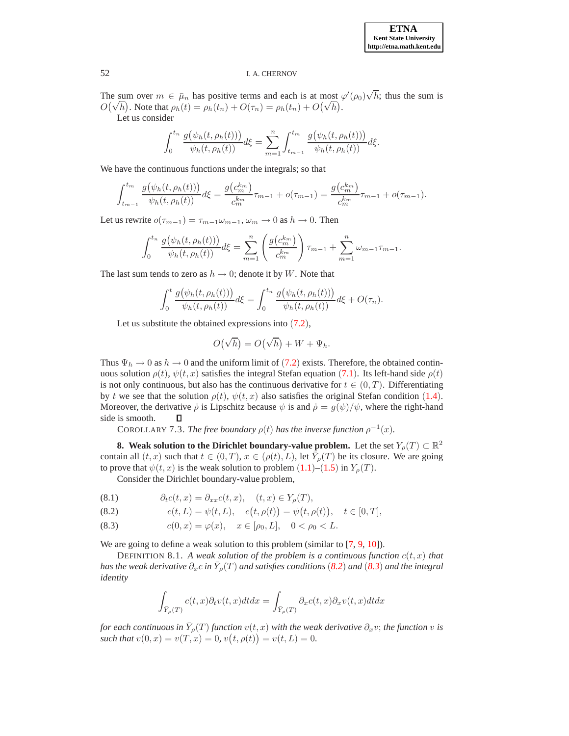The sum over $m \in \bar{\mu}_n$ has positive terms and each is at most $\varphi'(\rho_0)\sqrt{h}$; thus the sum is $O\big(\sqrt{h}\big)$. Note that $\rho_h(t) = \rho_h(t_n) + O(\tau_n) = \rho_h(t_n) + O\big(\sqrt{h}\big)$.

Let us consider

$$\int_0^{t_n} \frac{g\big(\psi_h(t, \rho_h(t))\big)}{\psi_h(t, \rho_h(t))} d\xi = \sum_{m=1}^{n} \int_{t_{m-1}}^{t_m} \frac{g\big(\psi_h(t, \rho_h(t))\big)}{\psi_h(t, \rho_h(t))} d\xi.$$

We have the continuous functions under the integrals; so that

$$\int_{t_{m-1}}^{t_m} \frac{g\big(\psi_h(t, \rho_h(t))\big)}{\psi_h(t, \rho_h(t))} d\xi = \frac{g\big(c_m^{k_m}\big)}{c_m^{k_m}} \tau_{m-1} + o(\tau_{m-1}) = \frac{g\big(c_m^{k_m}\big)}{c_m^{k_m}} \tau_{m-1} + o(\tau_{m-1}).$$

Let us rewrite $o(\tau_{m-1}) = \tau_{m-1}\omega_{m-1}$, $\omega_m \to 0$ as $h \to 0$. Then

$$\int_0^{t_n} \frac{g\big(\psi_h(t, \rho_h(t))\big)}{\psi_h(t, \rho_h(t))} d\xi = \sum_{m=1}^{n} \left( \frac{g\big(c_m^{k_m}\big)}{c_m^{k_m}} \right) \tau_{m-1} + \sum_{m=1}^{n} \omega_{m-1}\tau_{m-1}.$$

The last sum tends to zero as $h \to 0$; denote it by $W$. Note that

$$\int_0^{t} \frac{g\big(\psi_h(t, \rho_h(t))\big)}{\psi_h(t, \rho_h(t))} d\xi = \int_0^{t_n} \frac{g\big(\psi_h(t, \rho_h(t))\big)}{\psi_h(t, \rho_h(t))} d\xi + O(\tau_n).$$

Let us substitute the obtained expressions into (7.2),

$$O\big(\sqrt{h}\big) = O\big(\sqrt{h}\big) + W + \Psi_h.$$

Thus $\Psi_h \to 0$ as $h \to 0$ and the uniform limit of (7.2) exists. Therefore, the obtained continuous solution $\rho(t)$, $\psi(t, x)$ satisfies the integral Stefan equation (7.1). Its left-hand side $\rho(t)$ is not only continuous, but also has the continuous derivative for $t \in (0, T)$. Differentiating by $t$ we see that the solution $\rho(t)$, $\psi(t, x)$ also satisfies the original Stefan condition (1.4). Moreover, the derivative $\dot{\rho}$ is Lipschitz because $\psi$ is and $\dot{\rho} = g(\psi)/\psi$, where the right-hand side is smooth. ∎

COROLLARY 7.3. *The free boundary $\rho(t)$ has the inverse function $\rho^{-1}(x)$.*

**8. Weak solution to the Dirichlet boundary-value problem.** Let the set $Y_\rho(T) \subset \mathbb{R}^2$ contain all $(t, x)$ such that $t \in (0, T)$, $x \in (\rho(t), L)$, let $\bar{Y}_\rho(T)$ be its closure. We are going to prove that $\psi(t, x)$ is the weak solution to problem (1.1)–(1.5) in $Y_\rho(T)$.

Consider the Dirichlet boundary-value problem,

$$\partial_t c(t, x) = \partial_{xx} c(t, x), \quad (t, x) \in Y_\rho(T), \tag{8.1}$$

$$c(t, L) = \psi(t, L), \quad c\big(t, \rho(t)\big) = \psi\big(t, \rho(t)\big), \quad t \in [0, T], \tag{8.2}$$

$$c(0, x) = \varphi(x), \quad x \in [\rho_0, L], \quad 0 < \rho_0 < L. \tag{8.3}$$

We are going to define a weak solution to this problem (similar to [7, 9, 10]).

DEFINITION 8.1. *A weak solution of the problem is a continuous function $c(t, x)$ that has the weak derivative $\partial_x c$ in $\bar{Y}_\rho(T)$ and satisfies conditions (8.2) and (8.3) and the integral identity*

$$\int_{\bar{Y}_\rho(T)} c(t, x)\partial_t v(t, x) dt dx = \int_{\bar{Y}_\rho(T)} \partial_x c(t, x)\partial_x v(t, x) dt dx$$

*for each continuous in $\bar{Y}_\rho(T)$ function $v(t, x)$ with the weak derivative $\partial_x v$; the function $v$ is such that $v(0, x) = v(T, x) = 0$, $v\big(t, \rho(t)\big) = v(t, L) = 0$.*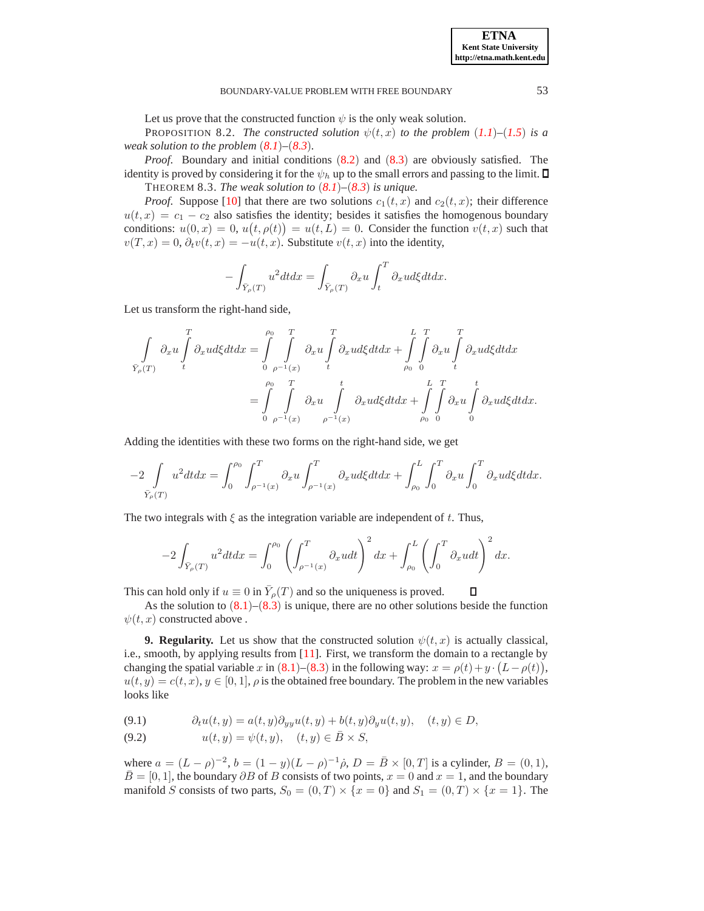Let us prove that the constructed function $\psi$ is the only weak solution.

PROPOSITION 8.2. *The constructed solution $\psi(t,x)$ to the problem (1.1)–(1.5) is a weak solution to the problem (8.1)–(8.3).*

*Proof.* Boundary and initial conditions (8.2) and (8.3) are obviously satisfied. The identity is proved by considering it for the $\psi_h$ up to the small errors and passing to the limit. ∎

THEOREM 8.3. *The weak solution to (8.1)–(8.3) is unique.*

*Proof.* Suppose [10] that there are two solutions $c_1(t,x)$ and $c_2(t,x)$; their difference $u(t,x) = c_1 - c_2$ also satisfies the identity; besides it satisfies the homogenous boundary conditions: $u(0,x) = 0$, $u\big(t,\rho(t)\big) = u(t,L) = 0$. Consider the function $v(t,x)$ such that $v(T,x) = 0$, $\partial_t v(t,x) = -u(t,x)$. Substitute $v(t,x)$ into the identity,

$$-\int_{\bar{Y}_\rho(T)} u^2 dt dx = \int_{\bar{Y}_\rho(T)} \partial_x u \int_t^T \partial_x u d\xi dt dx.$$

Let us transform the right-hand side,

$$\begin{aligned}\int\limits_{\bar{Y}_\rho(T)} \partial_x u \int\limits_t^T \partial_x u d\xi dt dx &= \int\limits_0^{\rho_0} \int\limits_{\rho^{-1}(x)}^T \partial_x u \int\limits_t^T \partial_x u d\xi dt dx + \int\limits_{\rho_0}^L \int\limits_0^T \partial_x u \int\limits_t^T \partial_x u d\xi dt dx \\ &= \int\limits_0^{\rho_0} \int\limits_{\rho^{-1}(x)}^T \partial_x u \int\limits_{\rho^{-1}(x)}^t \partial_x u d\xi dt dx + \int\limits_{\rho_0}^L \int\limits_0^T \partial_x u \int\limits_0^t \partial_x u d\xi dt dx.\end{aligned}$$

Adding the identities with these two forms on the right-hand side, we get

$$-2 \int\limits_{\bar{Y}_\rho(T)} u^2 dt dx = \int_0^{\rho_0} \int_{\rho^{-1}(x)}^T \partial_x u \int_{\rho^{-1}(x)}^T \partial_x u d\xi dt dx + \int_{\rho_0}^L \int_0^T \partial_x u \int_0^T \partial_x u d\xi dt dx.$$

The two integrals with $\xi$ as the integration variable are independent of $t$. Thus,

$$-2 \int_{\bar{Y}_\rho(T)} u^2 dt dx = \int_0^{\rho_0} \left( \int_{\rho^{-1}(x)}^T \partial_x u dt \right)^2 dx + \int_{\rho_0}^L \left( \int_0^T \partial_x u dt \right)^2 dx.$$

This can hold only if $u \equiv 0$ in $\bar{Y}_\rho(T)$ and so the uniqueness is proved. ∎

As the solution to (8.1)–(8.3) is unique, there are no other solutions beside the function $\psi(t,x)$ constructed above .

**9. Regularity.** Let us show that the constructed solution $\psi(t,x)$ is actually classical, i.e., smooth, by applying results from [11]. First, we transform the domain to a rectangle by changing the spatial variable $x$ in (8.1)–(8.3) in the following way: $x = \rho(t) + y \cdot \big(L - \rho(t)\big)$, $u(t,y) = c(t,x)$, $y \in [0,1]$, $\rho$ is the obtained free boundary. The problem in the new variables looks like

$$\partial_t u(t,y) = a(t,y)\partial_{yy} u(t,y) + b(t,y)\partial_y u(t,y), \quad (t,y) \in D, \tag{9.1}$$

$$u(t,y) = \psi(t,y), \quad (t,y) \in \bar{B} \times S, \tag{9.2}$$

where $a = (L-\rho)^{-2}$, $b = (1-y)(L-\rho)^{-1}\dot{\rho}$, $D = \bar{B} \times [0,T]$ is a cylinder, $B = (0,1)$, $\bar{B} = [0,1]$, the boundary $\partial B$ of $B$ consists of two points, $x = 0$ and $x = 1$, and the boundary manifold $S$ consists of two parts, $S_0 = (0,T) \times \{x = 0\}$ and $S_1 = (0,T) \times \{x = 1\}$. The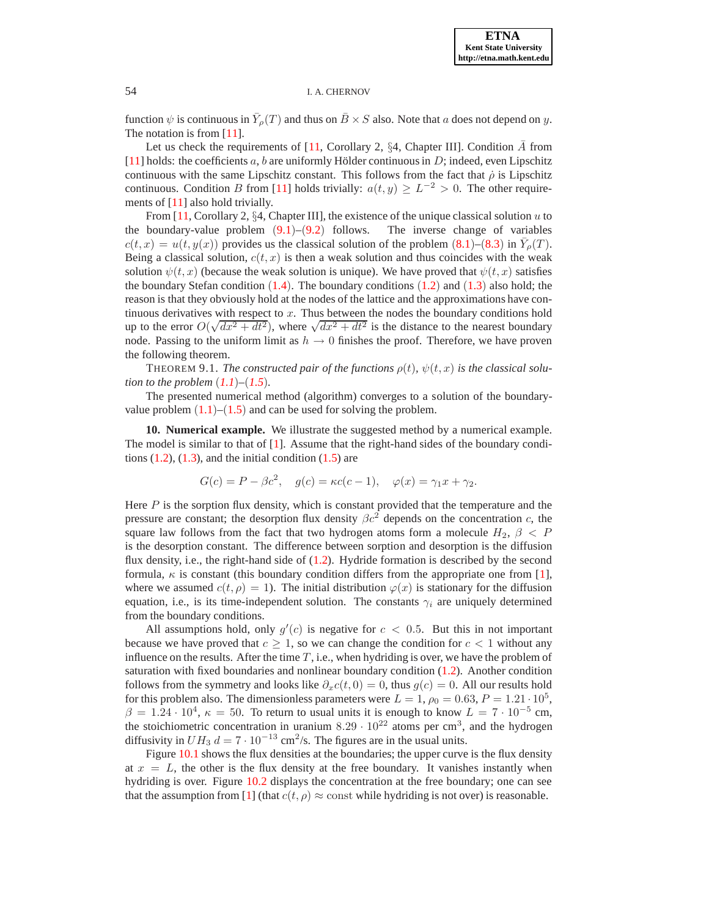function $\psi$ is continuous in $\bar{Y}_\rho(T)$ and thus on $\bar{B} \times S$ also. Note that $a$ does not depend on $y$. The notation is from [11].

Let us check the requirements of [11, Corollary 2, §4, Chapter III]. Condition $\bar{A}$ from [11] holds: the coefficients $a$, $b$ are uniformly Hölder continuous in $D$; indeed, even Lipschitz continuous with the same Lipschitz constant. This follows from the fact that $\dot{\rho}$ is Lipschitz continuous. Condition $B$ from [11] holds trivially: $a(t, y) \geq L^{-2} > 0$. The other requirements of [11] also hold trivially.

From [11, Corollary 2, §4, Chapter III], the existence of the unique classical solution $u$ to the boundary-value problem (9.1)–(9.2) follows. The inverse change of variables $c(t, x) = u(t, y(x))$ provides us the classical solution of the problem (8.1)–(8.3) in $\bar{Y}_\rho(T)$. Being a classical solution, $c(t, x)$ is then a weak solution and thus coincides with the weak solution $\psi(t, x)$ (because the weak solution is unique). We have proved that $\psi(t, x)$ satisfies the boundary Stefan condition (1.4). The boundary conditions (1.2) and (1.3) also hold; the reason is that they obviously hold at the nodes of the lattice and the approximations have continuous derivatives with respect to $x$. Thus between the nodes the boundary conditions hold up to the error $O(\sqrt{dx^2 + dt^2})$, where $\sqrt{dx^2 + dt^2}$ is the distance to the nearest boundary node. Passing to the uniform limit as $h \to 0$ finishes the proof. Therefore, we have proven the following theorem.

THEOREM 9.1. *The constructed pair of the functions $\rho(t)$, $\psi(t, x)$ is the classical solution to the problem (1.1)–(1.5).*

The presented numerical method (algorithm) converges to a solution of the boundary-value problem (1.1)–(1.5) and can be used for solving the problem.

**10. Numerical example.** We illustrate the suggested method by a numerical example. The model is similar to that of [1]. Assume that the right-hand sides of the boundary conditions (1.2), (1.3), and the initial condition (1.5) are

$$G(c) = P - \beta c^2, \quad g(c) = \kappa c(c - 1), \quad \varphi(x) = \gamma_1 x + \gamma_2.$$

Here $P$ is the sorption flux density, which is constant provided that the temperature and the pressure are constant; the desorption flux density $\beta c^2$ depends on the concentration $c$, the square law follows from the fact that two hydrogen atoms form a molecule $H_2$, $\beta < P$ is the desorption constant. The difference between sorption and desorption is the diffusion flux density, i.e., the right-hand side of (1.2). Hydride formation is described by the second formula, $\kappa$ is constant (this boundary condition differs from the appropriate one from [1], where we assumed $c(t, \rho) = 1$). The initial distribution $\varphi(x)$ is stationary for the diffusion equation, i.e., is its time-independent solution. The constants $\gamma_i$ are uniquely determined from the boundary conditions.

All assumptions hold, only $g'(c)$ is negative for $c < 0.5$. But this in not important because we have proved that $c \geq 1$, so we can change the condition for $c < 1$ without any influence on the results. After the time $T$, i.e., when hydriding is over, we have the problem of saturation with fixed boundaries and nonlinear boundary condition (1.2). Another condition follows from the symmetry and looks like $\partial_x c(t, 0) = 0$, thus $g(c) = 0$. All our results hold for this problem also. The dimensionless parameters were $L = 1$, $\rho_0 = 0.63$, $P = 1.21 \cdot 10^5$, $\beta = 1.24 \cdot 10^4$, $\kappa = 50$. To return to usual units it is enough to know $L = 7 \cdot 10^{-5}$ cm, the stoichiometric concentration in uranium $8.29 \cdot 10^{22}$ atoms per $\text{cm}^3$, and the hydrogen diffusivity in $UH_3$ $d = 7 \cdot 10^{-13}$ $\text{cm}^2$/s. The figures are in the usual units.

Figure 10.1 shows the flux densities at the boundaries; the upper curve is the flux density at $x = L$, the other is the flux density at the free boundary. It vanishes instantly when hydriding is over. Figure 10.2 displays the concentration at the free boundary; one can see that the assumption from [1] (that $c(t, \rho) \approx \text{const}$ while hydriding is not over) is reasonable.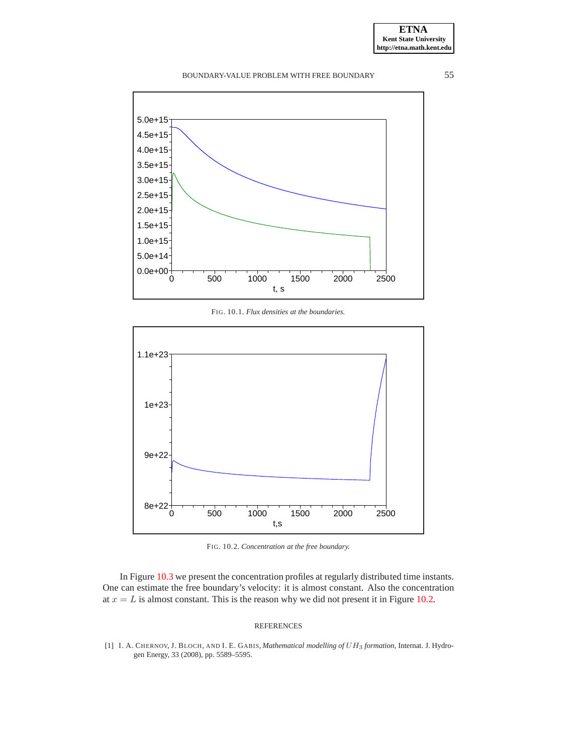5.0e+15
4.5e+15
4.0e+15
3.5e+15
3.0e+15
2.5e+15
2.0e+15
1.5e+15
1.0e+15
5.0e+14
0.0e+00
0
500
1000
1500
2000
2500
t, s

FIG. 10.1. *Flux densities at the boundaries.*

1.1e+23
1e+23
9e+22
8e+22
0
500
1000
1500
2000
2500
t,s

FIG. 10.2. *Concentration at the free boundary.*

In Figure 10.3 we present the concentration profiles at regularly distributed time instants. One can estimate the free boundary's velocity: it is almost constant. Also the concentration at $x = L$ is almost constant. This is the reason why we did not present it in Figure 10.2.

## REFERENCES

[1] I. A. CHERNOV, J. BLOCH, AND I. E. GABIS, *Mathematical modelling of $UH_3$ formation*, Internat. J. Hydrogen Energy, 33 (2008), pp. 5589–5595.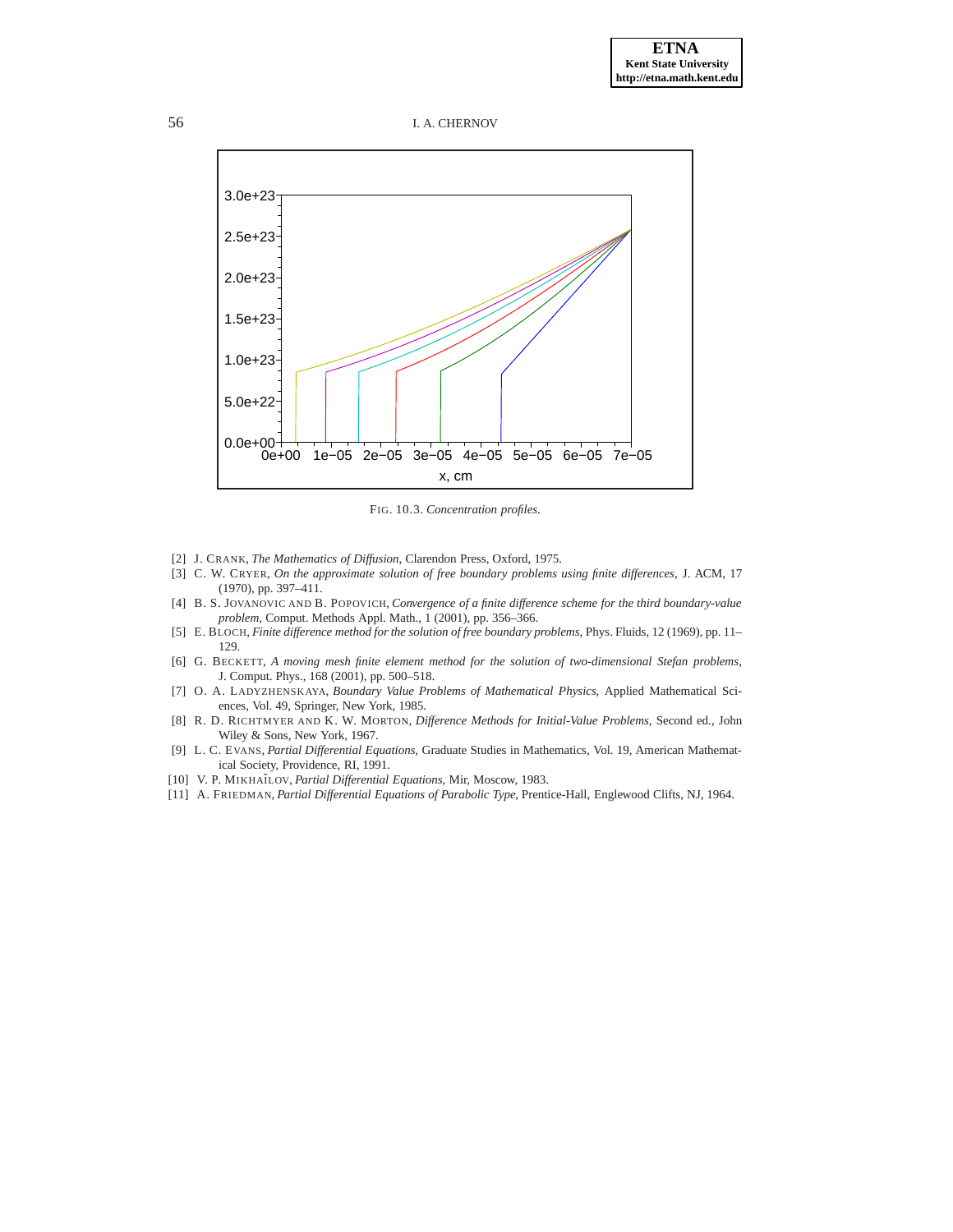3.0e+23
2.5e+23
2.0e+23
1.5e+23
1.0e+23
5.0e+22
0.0e+00
0e+00 1e−05 2e−05 3e−05 4e−05 5e−05 6e−05 7e−05
x, cm

FIG. 10.3. *Concentration profiles.*

[2] J. CRANK, *The Mathematics of Diffusion*, Clarendon Press, Oxford, 1975.

[3] C. W. CRYER, *On the approximate solution of free boundary problems using finite differences*, J. ACM, 17 (1970), pp. 397–411.

[4] B. S. JOVANOVIC AND B. POPOVICH, *Convergence of a finite difference scheme for the third boundary-value problem*, Comput. Methods Appl. Math., 1 (2001), pp. 356–366.

[5] E. BLOCH, *Finite difference method for the solution of free boundary problems*, Phys. Fluids, 12 (1969), pp. 11–129.

[6] G. BECKETT, *A moving mesh finite element method for the solution of two-dimensional Stefan problems*, J. Comput. Phys., 168 (2001), pp. 500–518.

[7] O. A. LADYZHENSKAYA, *Boundary Value Problems of Mathematical Physics*, Applied Mathematical Sciences, Vol. 49, Springer, New York, 1985.

[8] R. D. RICHTMYER AND K. W. MORTON, *Difference Methods for Initial-Value Problems*, Second ed., John Wiley & Sons, New York, 1967.

[9] L. C. EVANS, *Partial Differential Equations*, Graduate Studies in Mathematics, Vol. 19, American Mathematical Society, Providence, RI, 1991.

[10] V. P. MIKHAĬLOV, *Partial Differential Equations*, Mir, Moscow, 1983.

[11] A. FRIEDMAN, *Partial Differential Equations of Parabolic Type*, Prentice-Hall, Englewood Clifts, NJ, 1964.